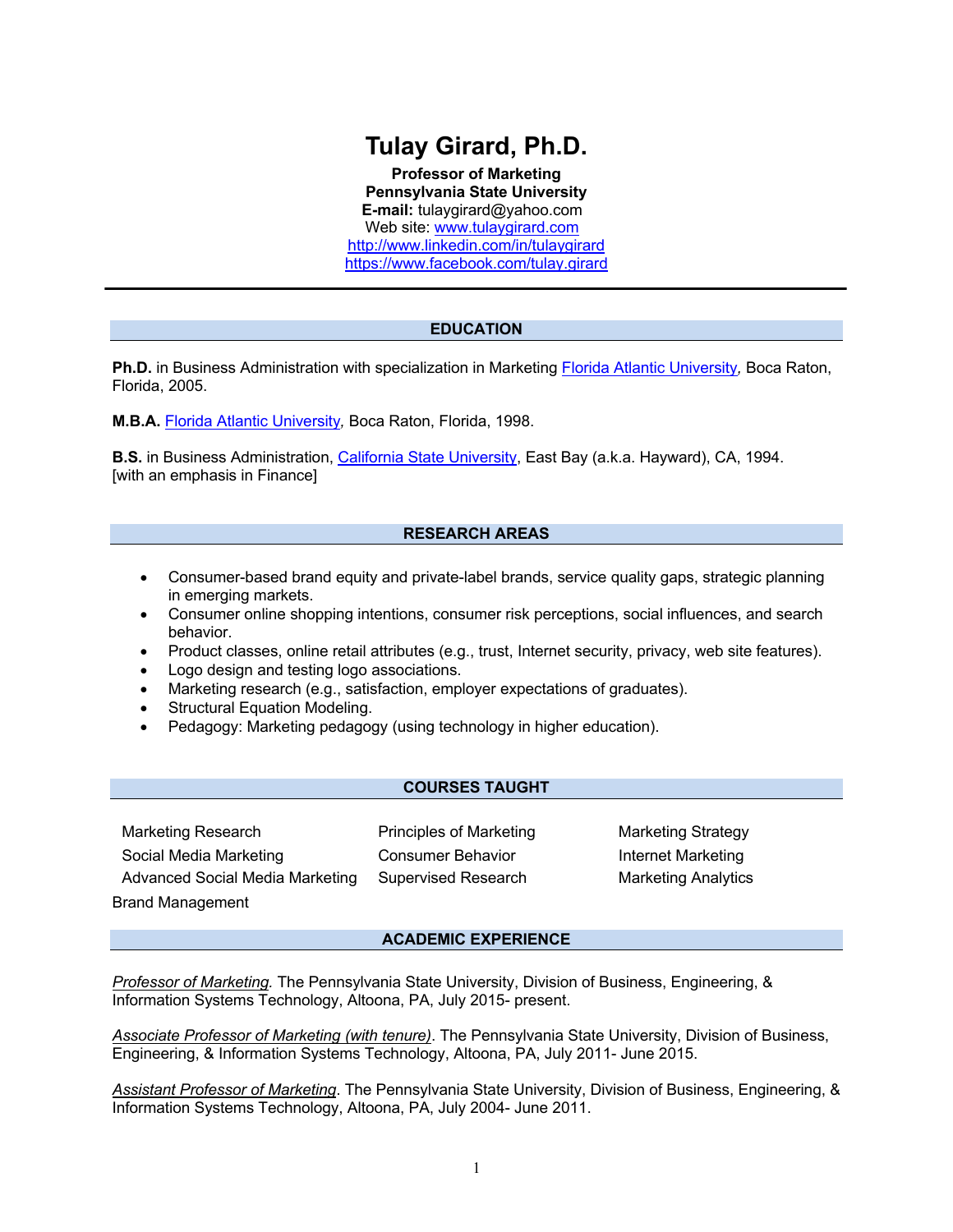# Tulay Girard, Ph.D.

**Professor of Marketing**
**Pennsylvania State University**
**E-mail:** tulaygirard@yahoo.com
Web site: [www.tulaygirard.com](www.tulaygirard.com)
[http://www.linkedin.com/in/tulaygirard](http://www.linkedin.com/in/tulaygirard)
[https://www.facebook.com/tulay.girard](https://www.facebook.com/tulay.girard)

---

## EDUCATION

**Ph.D.** in Business Administration with specialization in Marketing Florida Atlantic University, Boca Raton, Florida, 2005.

**M.B.A.** Florida Atlantic University, Boca Raton, Florida, 1998.

**B.S.** in Business Administration, California State University, East Bay (a.k.a. Hayward), CA, 1994.
[with an emphasis in Finance]

## RESEARCH AREAS

- Consumer-based brand equity and private-label brands, service quality gaps, strategic planning in emerging markets.
- Consumer online shopping intentions, consumer risk perceptions, social influences, and search behavior.
- Product classes, online retail attributes (e.g., trust, Internet security, privacy, web site features).
- Logo design and testing logo associations.
- Marketing research (e.g., satisfaction, employer expectations of graduates).
- Structural Equation Modeling.
- Pedagogy: Marketing pedagogy (using technology in higher education).

## COURSES TAUGHT

| | | |
|---|---|---|
| Marketing Research | Principles of Marketing | Marketing Strategy |
| Social Media Marketing | Consumer Behavior | Internet Marketing |
| Advanced Social Media Marketing | Supervised Research | Marketing Analytics |
| Brand Management | | |

## ACADEMIC EXPERIENCE

*Professor of Marketing.* The Pennsylvania State University, Division of Business, Engineering, & Information Systems Technology, Altoona, PA, July 2015- present.

*Associate Professor of Marketing (with tenure).* The Pennsylvania State University, Division of Business, Engineering, & Information Systems Technology, Altoona, PA, July 2011- June 2015.

*Assistant Professor of Marketing*. The Pennsylvania State University, Division of Business, Engineering, & Information Systems Technology, Altoona, PA, July 2004- June 2011.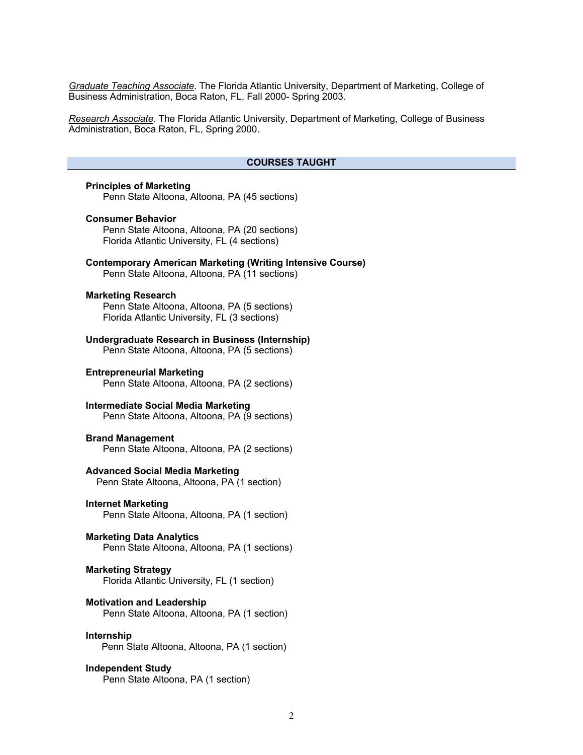*Graduate Teaching Associate*. The Florida Atlantic University, Department of Marketing, College of Business Administration, Boca Raton, FL, Fall 2000- Spring 2003.

*Research Associate.* The Florida Atlantic University, Department of Marketing, College of Business Administration, Boca Raton, FL, Spring 2000.

## COURSES TAUGHT

**Principles of Marketing**
Penn State Altoona, Altoona, PA (45 sections)

**Consumer Behavior**
Penn State Altoona, Altoona, PA (20 sections)
Florida Atlantic University, FL (4 sections)

**Contemporary American Marketing (Writing Intensive Course)**
Penn State Altoona, Altoona, PA (11 sections)

**Marketing Research**
Penn State Altoona, Altoona, PA (5 sections)
Florida Atlantic University, FL (3 sections)

**Undergraduate Research in Business (Internship)**
Penn State Altoona, Altoona, PA (5 sections)

**Entrepreneurial Marketing**
Penn State Altoona, Altoona, PA (2 sections)

**Intermediate Social Media Marketing**
Penn State Altoona, Altoona, PA (9 sections)

**Brand Management**
Penn State Altoona, Altoona, PA (2 sections)

**Advanced Social Media Marketing**
Penn State Altoona, Altoona, PA (1 section)

**Internet Marketing**
Penn State Altoona, Altoona, PA (1 section)

**Marketing Data Analytics**
Penn State Altoona, Altoona, PA (1 sections)

**Marketing Strategy**
Florida Atlantic University, FL (1 section)

**Motivation and Leadership**
Penn State Altoona, Altoona, PA (1 section)

**Internship**
Penn State Altoona, Altoona, PA (1 section)

**Independent Study**
Penn State Altoona, PA (1 section)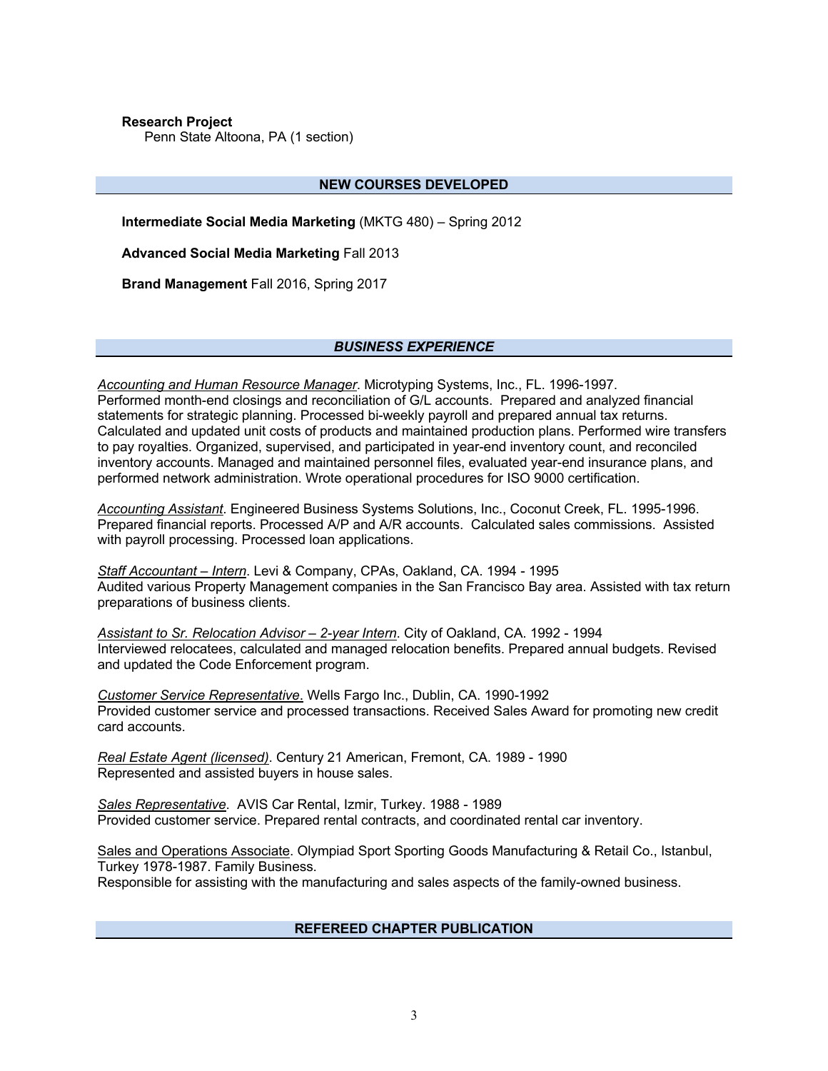**Research Project**
Penn State Altoona, PA (1 section)

## NEW COURSES DEVELOPED

**Intermediate Social Media Marketing** (MKTG 480) – Spring 2012

**Advanced Social Media Marketing** Fall 2013

**Brand Management** Fall 2016, Spring 2017

## *BUSINESS EXPERIENCE*

*Accounting and Human Resource Manager*. Microtyping Systems, Inc., FL. 1996-1997.
Performed month-end closings and reconciliation of G/L accounts. Prepared and analyzed financial statements for strategic planning. Processed bi-weekly payroll and prepared annual tax returns. Calculated and updated unit costs of products and maintained production plans. Performed wire transfers to pay royalties. Organized, supervised, and participated in year-end inventory count, and reconciled inventory accounts. Managed and maintained personnel files, evaluated year-end insurance plans, and performed network administration. Wrote operational procedures for ISO 9000 certification.

*Accounting Assistant*. Engineered Business Systems Solutions, Inc., Coconut Creek, FL. 1995-1996.
Prepared financial reports. Processed A/P and A/R accounts. Calculated sales commissions. Assisted with payroll processing. Processed loan applications.

*Staff Accountant – Intern*. Levi & Company, CPAs, Oakland, CA. 1994 - 1995
Audited various Property Management companies in the San Francisco Bay area. Assisted with tax return preparations of business clients.

*Assistant to Sr. Relocation Advisor – 2-year Intern*. City of Oakland, CA. 1992 - 1994
Interviewed relocatees, calculated and managed relocation benefits. Prepared annual budgets. Revised and updated the Code Enforcement program.

*Customer Service Representative*. Wells Fargo Inc., Dublin, CA. 1990-1992
Provided customer service and processed transactions. Received Sales Award for promoting new credit card accounts.

*Real Estate Agent (licensed)*. Century 21 American, Fremont, CA. 1989 - 1990
Represented and assisted buyers in house sales.

*Sales Representative*. AVIS Car Rental, Izmir, Turkey. 1988 - 1989
Provided customer service. Prepared rental contracts, and coordinated rental car inventory.

Sales and Operations Associate. Olympiad Sport Sporting Goods Manufacturing & Retail Co., Istanbul, Turkey 1978-1987. Family Business.
Responsible for assisting with the manufacturing and sales aspects of the family-owned business.

## REFEREED CHAPTER PUBLICATION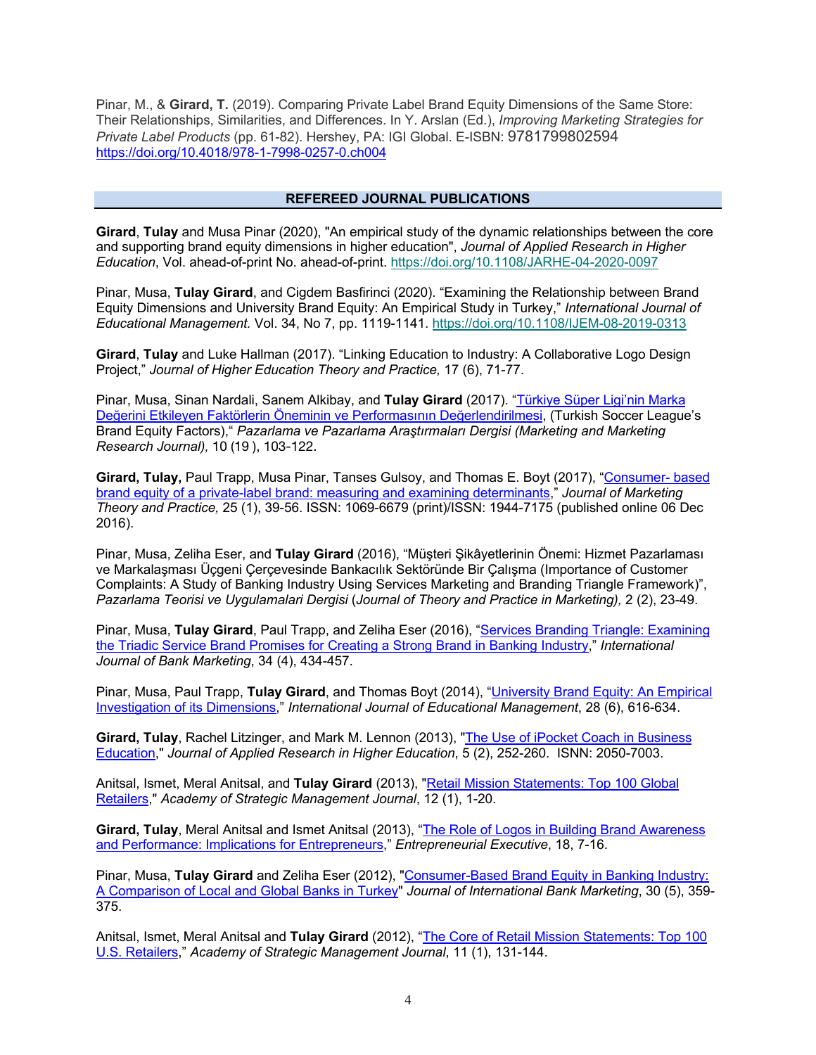Pinar, M., & **Girard, T.** (2019). Comparing Private Label Brand Equity Dimensions of the Same Store: Their Relationships, Similarities, and Differences. In Y. Arslan (Ed.), *Improving Marketing Strategies for Private Label Products* (pp. 61-82). Hershey, PA: IGI Global. E-ISBN: 9781799802594 https://doi.org/10.4018/978-1-7998-0257-0.ch004

## REFEREED JOURNAL PUBLICATIONS

**Girard**, **Tulay** and Musa Pinar (2020), "An empirical study of the dynamic relationships between the core and supporting brand equity dimensions in higher education", *Journal of Applied Research in Higher Education*, Vol. ahead-of-print No. ahead-of-print. https://doi.org/10.1108/JARHE-04-2020-0097

Pinar, Musa, **Tulay Girard**, and Cigdem Basfirinci (2020). "Examining the Relationship between Brand Equity Dimensions and University Brand Equity: An Empirical Study in Turkey," *International Journal of Educational Management.* Vol. 34, No 7, pp. 1119-1141. https://doi.org/10.1108/IJEM-08-2019-0313

**Girard**, **Tulay** and Luke Hallman (2017). "Linking Education to Industry: A Collaborative Logo Design Project," *Journal of Higher Education Theory and Practice,* 17 (6), 71-77.

Pinar, Musa, Sinan Nardali, Sanem Alkibay, and **Tulay Girard** (2017). "Türkiye Süper Ligi'nin Marka Değerini Etkileyen Faktörlerin Öneminin ve Performasının Değerlendirilmesi, (Turkish Soccer League's Brand Equity Factors)," *Pazarlama ve Pazarlama Araştırmaları Dergisi (Marketing and Marketing Research Journal),* 10 (19 ), 103-122.

**Girard, Tulay,** Paul Trapp, Musa Pinar, Tanses Gulsoy, and Thomas E. Boyt (2017), "Consumer- based brand equity of a private-label brand: measuring and examining determinants," *Journal of Marketing Theory and Practice,* 25 (1), 39-56. ISSN: 1069-6679 (print)/ISSN: 1944-7175 (published online 06 Dec 2016).

Pinar, Musa, Zeliha Eser, and **Tulay Girard** (2016), "Müşteri Şikâyetlerinin Önemi: Hizmet Pazarlaması ve Markalaşması Üçgeni Çerçevesinde Bankacılık Sektöründe Bir Çalışma (Importance of Customer Complaints: A Study of Banking Industry Using Services Marketing and Branding Triangle Framework)", *Pazarlama Teorisi ve Uygulamalari Dergisi* (*Journal of Theory and Practice in Marketing),* 2 (2), 23-49.

Pinar, Musa, **Tulay Girard**, Paul Trapp, and Zeliha Eser (2016), "Services Branding Triangle: Examining the Triadic Service Brand Promises for Creating a Strong Brand in Banking Industry," *International Journal of Bank Marketing*, 34 (4), 434-457.

Pinar, Musa, Paul Trapp, **Tulay Girard**, and Thomas Boyt (2014), "University Brand Equity: An Empirical Investigation of its Dimensions," *International Journal of Educational Management*, 28 (6), 616-634.

**Girard, Tulay**, Rachel Litzinger, and Mark M. Lennon (2013), "The Use of iPocket Coach in Business Education," *Journal of Applied Research in Higher Education*, 5 (2), 252-260. ISNN: 2050-7003.

Anitsal, Ismet, Meral Anitsal, and **Tulay Girard** (2013), "Retail Mission Statements: Top 100 Global Retailers," *Academy of Strategic Management Journal*, 12 (1), 1-20.

**Girard, Tulay**, Meral Anitsal and Ismet Anitsal (2013), "The Role of Logos in Building Brand Awareness and Performance: Implications for Entrepreneurs," *Entrepreneurial Executive*, 18, 7-16.

Pinar, Musa, **Tulay Girard** and Zeliha Eser (2012), "Consumer-Based Brand Equity in Banking Industry: A Comparison of Local and Global Banks in Turkey" *Journal of International Bank Marketing*, 30 (5), 359-375.

Anitsal, Ismet, Meral Anitsal and **Tulay Girard** (2012), "The Core of Retail Mission Statements: Top 100 U.S. Retailers," *Academy of Strategic Management Journal*, 11 (1), 131-144.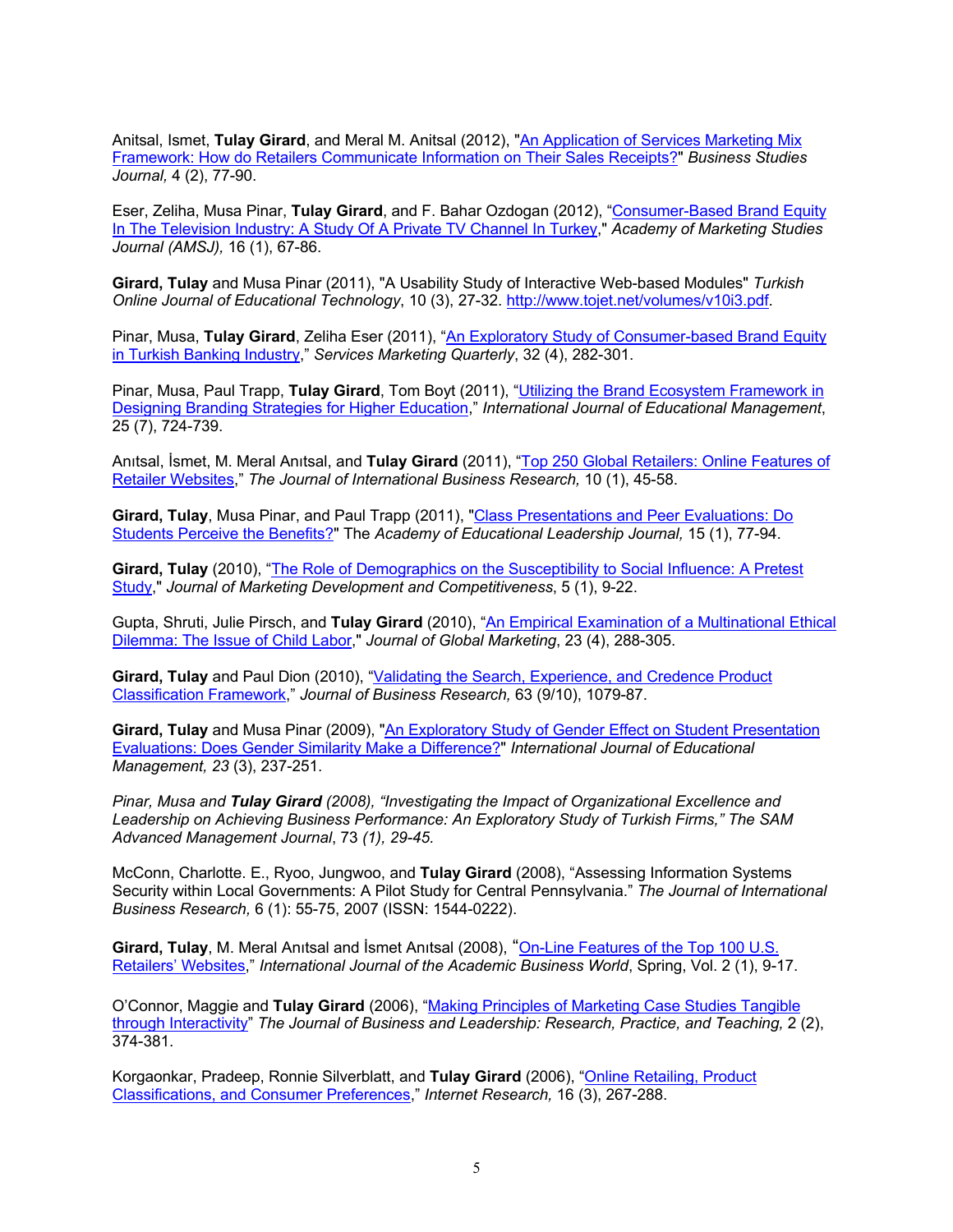Anitsal, Ismet, **Tulay Girard**, and Meral M. Anitsal (2012), "An Application of Services Marketing Mix Framework: How do Retailers Communicate Information on Their Sales Receipts?" *Business Studies Journal,* 4 (2), 77-90.

Eser, Zeliha, Musa Pinar, **Tulay Girard**, and F. Bahar Ozdogan (2012), "Consumer-Based Brand Equity In The Television Industry: A Study Of A Private TV Channel In Turkey," *Academy of Marketing Studies Journal (AMSJ),* 16 (1), 67-86.

**Girard, Tulay** and Musa Pinar (2011), "A Usability Study of Interactive Web-based Modules" *Turkish Online Journal of Educational Technology*, 10 (3), 27-32. http://www.tojet.net/volumes/v10i3.pdf.

Pinar, Musa, **Tulay Girard**, Zeliha Eser (2011), "An Exploratory Study of Consumer-based Brand Equity in Turkish Banking Industry," *Services Marketing Quarterly*, 32 (4), 282-301.

Pinar, Musa, Paul Trapp, **Tulay Girard**, Tom Boyt (2011), "Utilizing the Brand Ecosystem Framework in Designing Branding Strategies for Higher Education," *International Journal of Educational Management*, 25 (7), 724-739.

Anıtsal, İsmet, M. Meral Anıtsal, and **Tulay Girard** (2011), "Top 250 Global Retailers: Online Features of Retailer Websites," *The Journal of International Business Research,* 10 (1), 45-58.

**Girard, Tulay**, Musa Pinar, and Paul Trapp (2011), "Class Presentations and Peer Evaluations: Do Students Perceive the Benefits?" The *Academy of Educational Leadership Journal,* 15 (1), 77-94.

**Girard, Tulay** (2010), "The Role of Demographics on the Susceptibility to Social Influence: A Pretest Study," *Journal of Marketing Development and Competitiveness*, 5 (1), 9-22.

Gupta, Shruti, Julie Pirsch, and **Tulay Girard** (2010), "An Empirical Examination of a Multinational Ethical Dilemma: The Issue of Child Labor," *Journal of Global Marketing*, 23 (4), 288-305.

**Girard, Tulay** and Paul Dion (2010), "Validating the Search, Experience, and Credence Product Classification Framework," *Journal of Business Research,* 63 (9/10), 1079-87.

**Girard, Tulay** and Musa Pinar (2009), "An Exploratory Study of Gender Effect on Student Presentation Evaluations: Does Gender Similarity Make a Difference?" *International Journal of Educational Management, 23* (3), 237-251.

*Pinar, Musa and **Tulay Girard** (2008), "Investigating the Impact of Organizational Excellence and Leadership on Achieving Business Performance: An Exploratory Study of Turkish Firms," The SAM Advanced Management Journal*, 73 *(1), 29-45.*

McConn, Charlotte. E., Ryoo, Jungwoo, and **Tulay Girard** (2008), "Assessing Information Systems Security within Local Governments: A Pilot Study for Central Pennsylvania." *The Journal of International Business Research,* 6 (1): 55-75, 2007 (ISSN: 1544-0222).

**Girard, Tulay**, M. Meral Anıtsal and İsmet Anıtsal (2008), "On-Line Features of the Top 100 U.S. Retailers' Websites," *International Journal of the Academic Business World*, Spring, Vol. 2 (1), 9-17.

O'Connor, Maggie and **Tulay Girard** (2006), "Making Principles of Marketing Case Studies Tangible through Interactivity" *The Journal of Business and Leadership: Research, Practice, and Teaching,* 2 (2), 374-381.

Korgaonkar, Pradeep, Ronnie Silverblatt, and **Tulay Girard** (2006), "Online Retailing, Product Classifications, and Consumer Preferences," *Internet Research,* 16 (3), 267-288.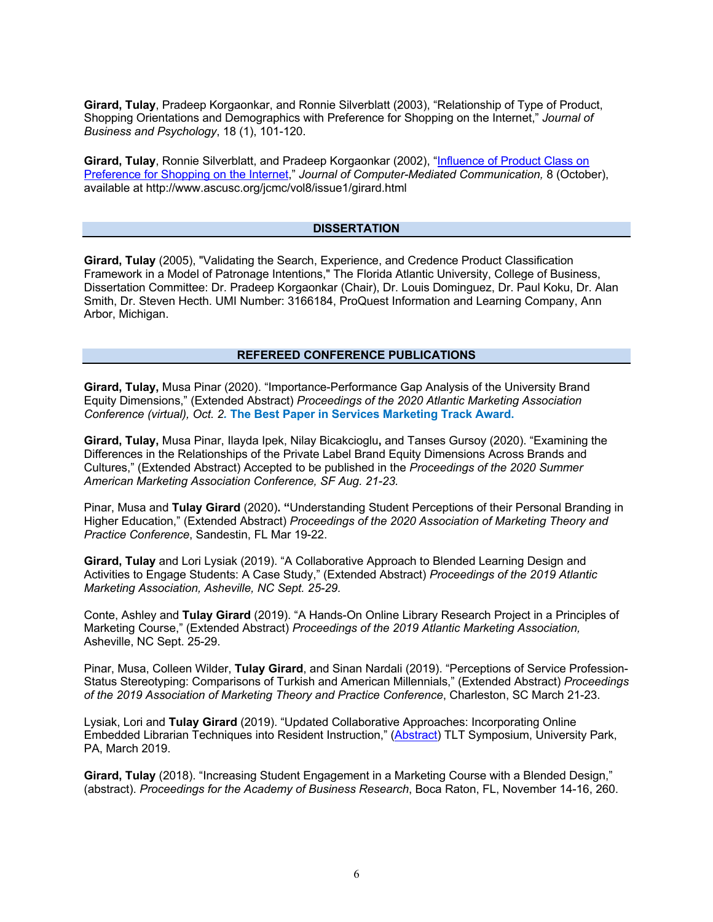**Girard, Tulay**, Pradeep Korgaonkar, and Ronnie Silverblatt (2003), "Relationship of Type of Product, Shopping Orientations and Demographics with Preference for Shopping on the Internet," *Journal of Business and Psychology*, 18 (1), 101-120.

**Girard, Tulay**, Ronnie Silverblatt, and Pradeep Korgaonkar (2002), "Influence of Product Class on Preference for Shopping on the Internet," *Journal of Computer-Mediated Communication,* 8 (October), available at http://www.ascusc.org/jcmc/vol8/issue1/girard.html

## DISSERTATION

**Girard, Tulay** (2005), "Validating the Search, Experience, and Credence Product Classification Framework in a Model of Patronage Intentions," The Florida Atlantic University, College of Business, Dissertation Committee: Dr. Pradeep Korgaonkar (Chair), Dr. Louis Dominguez, Dr. Paul Koku, Dr. Alan Smith, Dr. Steven Hecth. UMI Number: 3166184, ProQuest Information and Learning Company, Ann Arbor, Michigan.

## REFEREED CONFERENCE PUBLICATIONS

**Girard, Tulay,** Musa Pinar (2020). "Importance-Performance Gap Analysis of the University Brand Equity Dimensions," (Extended Abstract) *Proceedings of the 2020 Atlantic Marketing Association Conference (virtual), Oct. 2.* **The Best Paper in Services Marketing Track Award.**

**Girard, Tulay,** Musa Pinar, Ilayda Ipek, Nilay Bicakcioglu**,** and Tanses Gursoy (2020). "Examining the Differences in the Relationships of the Private Label Brand Equity Dimensions Across Brands and Cultures," (Extended Abstract) Accepted to be published in the *Proceedings of the 2020 Summer American Marketing Association Conference, SF Aug. 21-23.*

Pinar, Musa and **Tulay Girard** (2020)**. "**Understanding Student Perceptions of their Personal Branding in Higher Education," (Extended Abstract) *Proceedings of the 2020 Association of Marketing Theory and Practice Conference*, Sandestin, FL Mar 19-22.

**Girard, Tulay** and Lori Lysiak (2019). "A Collaborative Approach to Blended Learning Design and Activities to Engage Students: A Case Study," (Extended Abstract) *Proceedings of the 2019 Atlantic Marketing Association, Asheville, NC Sept. 25-29.*

Conte, Ashley and **Tulay Girard** (2019). "A Hands-On Online Library Research Project in a Principles of Marketing Course," (Extended Abstract) *Proceedings of the 2019 Atlantic Marketing Association,* Asheville, NC Sept. 25-29.

Pinar, Musa, Colleen Wilder, **Tulay Girard**, and Sinan Nardali (2019). "Perceptions of Service Profession-Status Stereotyping: Comparisons of Turkish and American Millennials," (Extended Abstract) *Proceedings of the 2019 Association of Marketing Theory and Practice Conference*, Charleston, SC March 21-23.

Lysiak, Lori and **Tulay Girard** (2019). "Updated Collaborative Approaches: Incorporating Online Embedded Librarian Techniques into Resident Instruction," (Abstract) TLT Symposium, University Park, PA, March 2019.

**Girard, Tulay** (2018). "Increasing Student Engagement in a Marketing Course with a Blended Design," (abstract). *Proceedings for the Academy of Business Research*, Boca Raton, FL, November 14-16, 260.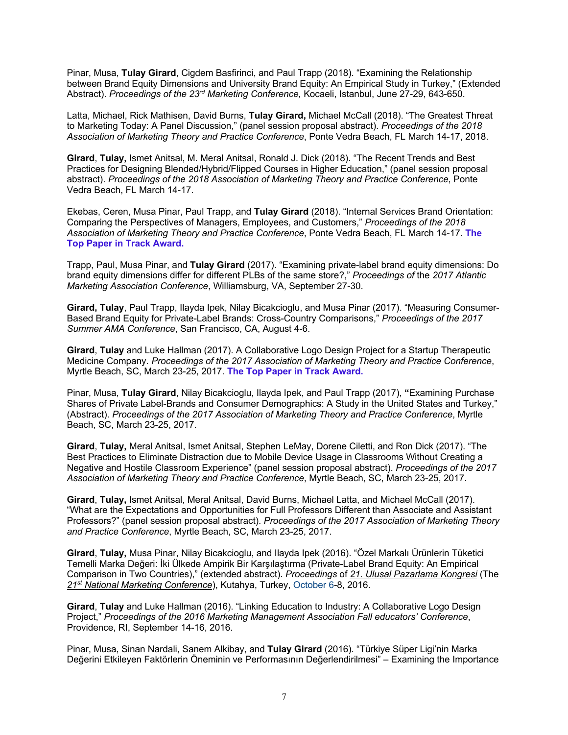Pinar, Musa, **Tulay Girard**, Cigdem Basfirinci, and Paul Trapp (2018). "Examining the Relationship between Brand Equity Dimensions and University Brand Equity: An Empirical Study in Turkey," (Extended Abstract). *Proceedings of the 23rd Marketing Conference,* Kocaeli, Istanbul, June 27-29, 643-650.

Latta, Michael, Rick Mathisen, David Burns, **Tulay Girard,** Michael McCall (2018). "The Greatest Threat to Marketing Today: A Panel Discussion," (panel session proposal abstract). *Proceedings of the 2018 Association of Marketing Theory and Practice Conference*, Ponte Vedra Beach, FL March 14-17, 2018.

**Girard**, **Tulay,** Ismet Anitsal, M. Meral Anitsal, Ronald J. Dick (2018). "The Recent Trends and Best Practices for Designing Blended/Hybrid/Flipped Courses in Higher Education," (panel session proposal abstract). *Proceedings of the 2018 Association of Marketing Theory and Practice Conference*, Ponte Vedra Beach, FL March 14-17.

Ekebas, Ceren, Musa Pinar, Paul Trapp, and **Tulay Girard** (2018). "Internal Services Brand Orientation: Comparing the Perspectives of Managers, Employees, and Customers," *Proceedings of the 2018 Association of Marketing Theory and Practice Conference*, Ponte Vedra Beach, FL March 14-17. **The Top Paper in Track Award.**

Trapp, Paul, Musa Pinar, and **Tulay Girard** (2017). "Examining private-label brand equity dimensions: Do brand equity dimensions differ for different PLBs of the same store?," *Proceedings of* the *2017 Atlantic Marketing Association Conference*, Williamsburg, VA, September 27-30.

**Girard, Tulay**, Paul Trapp, Ilayda Ipek, Nilay Bicakcioglu, and Musa Pinar (2017). "Measuring Consumer-Based Brand Equity for Private-Label Brands: Cross-Country Comparisons," *Proceedings of the 2017 Summer AMA Conference*, San Francisco, CA, August 4-6.

**Girard**, **Tulay** and Luke Hallman (2017). A Collaborative Logo Design Project for a Startup Therapeutic Medicine Company. *Proceedings of the 2017 Association of Marketing Theory and Practice Conference*, Myrtle Beach, SC, March 23-25, 2017. **The Top Paper in Track Award.**

Pinar, Musa, **Tulay Girard**, Nilay Bicakcioglu, Ilayda Ipek, and Paul Trapp (2017), **"**Examining Purchase Shares of Private Label-Brands and Consumer Demographics: A Study in the United States and Turkey," (Abstract). *Proceedings of the 2017 Association of Marketing Theory and Practice Conference*, Myrtle Beach, SC, March 23-25, 2017.

**Girard**, **Tulay,** Meral Anitsal, Ismet Anitsal, Stephen LeMay, Dorene Ciletti, and Ron Dick (2017). "The Best Practices to Eliminate Distraction due to Mobile Device Usage in Classrooms Without Creating a Negative and Hostile Classroom Experience" (panel session proposal abstract). *Proceedings of the 2017 Association of Marketing Theory and Practice Conference*, Myrtle Beach, SC, March 23-25, 2017.

**Girard**, **Tulay,** Ismet Anitsal, Meral Anitsal, David Burns, Michael Latta, and Michael McCall (2017). "What are the Expectations and Opportunities for Full Professors Different than Associate and Assistant Professors?" (panel session proposal abstract). *Proceedings of the 2017 Association of Marketing Theory and Practice Conference*, Myrtle Beach, SC, March 23-25, 2017.

**Girard**, **Tulay,** Musa Pinar, Nilay Bicakcioglu, and Ilayda Ipek (2016). "Özel Markalı Ürünlerin Tüketici Temelli Marka Değeri: İki Ülkede Ampirik Bir Karşılaştırma (Private-Label Brand Equity: An Empirical Comparison in Two Countries)," (extended abstract). *Proceedings* of *21. Ulusal Pazarlama Kongresi* (The *21st National Marketing Conference*), Kutahya, Turkey, October 6-8, 2016.

**Girard**, **Tulay** and Luke Hallman (2016). "Linking Education to Industry: A Collaborative Logo Design Project," *Proceedings of the 2016 Marketing Management Association Fall educators' Conference*, Providence, RI, September 14-16, 2016.

Pinar, Musa, Sinan Nardali, Sanem Alkibay, and **Tulay Girard** (2016). "Türkiye Süper Ligi'nin Marka Değerini Etkileyen Faktörlerin Öneminin ve Performasının Değerlendirilmesi" – Examining the Importance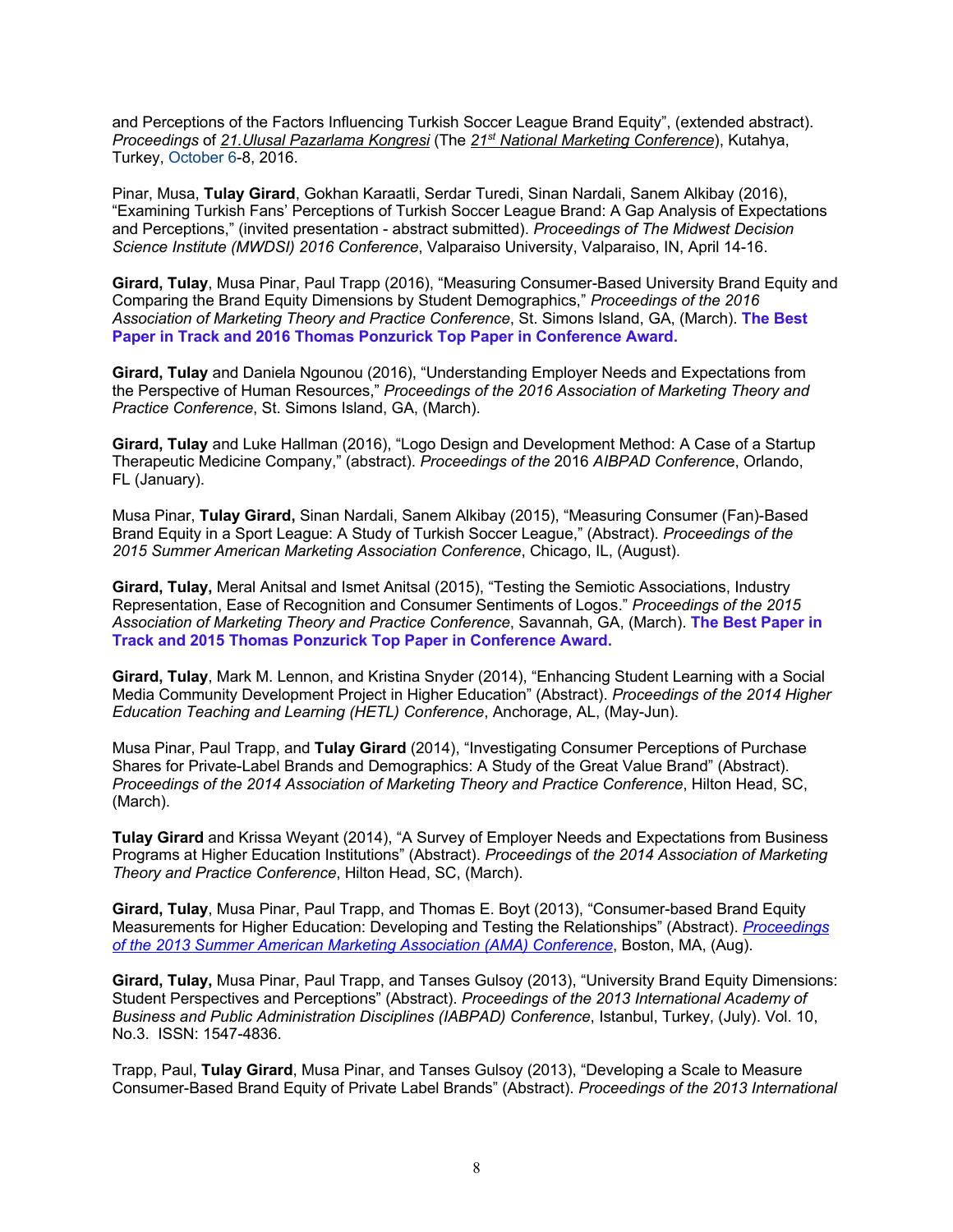and Perceptions of the Factors Influencing Turkish Soccer League Brand Equity", (extended abstract). *Proceedings* of *21.Ulusal Pazarlama Kongresi* (The *21st National Marketing Conference*), Kutahya, Turkey, October 6-8, 2016.

Pinar, Musa, **Tulay Girard**, Gokhan Karaatli, Serdar Turedi, Sinan Nardali, Sanem Alkibay (2016), "Examining Turkish Fans' Perceptions of Turkish Soccer League Brand: A Gap Analysis of Expectations and Perceptions," (invited presentation - abstract submitted). *Proceedings of The Midwest Decision Science Institute (MWDSI) 2016 Conference*, Valparaiso University, Valparaiso, IN, April 14-16.

**Girard, Tulay**, Musa Pinar, Paul Trapp (2016), "Measuring Consumer-Based University Brand Equity and Comparing the Brand Equity Dimensions by Student Demographics," *Proceedings of the 2016 Association of Marketing Theory and Practice Conference*, St. Simons Island, GA, (March). **The Best Paper in Track and 2016 Thomas Ponzurick Top Paper in Conference Award.**

**Girard, Tulay** and Daniela Ngounou (2016), "Understanding Employer Needs and Expectations from the Perspective of Human Resources," *Proceedings of the 2016 Association of Marketing Theory and Practice Conference*, St. Simons Island, GA, (March).

**Girard, Tulay** and Luke Hallman (2016), "Logo Design and Development Method: A Case of a Startup Therapeutic Medicine Company," (abstract). *Proceedings of the* 2016 *AIBPAD Conferenc*e, Orlando, FL (January).

Musa Pinar, **Tulay Girard,** Sinan Nardali, Sanem Alkibay (2015), "Measuring Consumer (Fan)-Based Brand Equity in a Sport League: A Study of Turkish Soccer League," (Abstract). *Proceedings of the 2015 Summer American Marketing Association Conference*, Chicago, IL, (August).

**Girard, Tulay,** Meral Anitsal and Ismet Anitsal (2015), "Testing the Semiotic Associations, Industry Representation, Ease of Recognition and Consumer Sentiments of Logos." *Proceedings of the 2015 Association of Marketing Theory and Practice Conference*, Savannah, GA, (March). **The Best Paper in Track and 2015 Thomas Ponzurick Top Paper in Conference Award.**

**Girard, Tulay**, Mark M. Lennon, and Kristina Snyder (2014), "Enhancing Student Learning with a Social Media Community Development Project in Higher Education" (Abstract). *Proceedings of the 2014 Higher Education Teaching and Learning (HETL) Conference*, Anchorage, AL, (May-Jun).

Musa Pinar, Paul Trapp, and **Tulay Girard** (2014), "Investigating Consumer Perceptions of Purchase Shares for Private-Label Brands and Demographics: A Study of the Great Value Brand" (Abstract). *Proceedings of the 2014 Association of Marketing Theory and Practice Conference*, Hilton Head, SC, (March).

**Tulay Girard** and Krissa Weyant (2014), "A Survey of Employer Needs and Expectations from Business Programs at Higher Education Institutions" (Abstract). *Proceedings* of *the 2014 Association of Marketing Theory and Practice Conference*, Hilton Head, SC, (March).

**Girard, Tulay**, Musa Pinar, Paul Trapp, and Thomas E. Boyt (2013), "Consumer-based Brand Equity Measurements for Higher Education: Developing and Testing the Relationships" (Abstract). *Proceedings of the 2013 Summer American Marketing Association (AMA) Conference*, Boston, MA, (Aug).

**Girard, Tulay,** Musa Pinar, Paul Trapp, and Tanses Gulsoy (2013), "University Brand Equity Dimensions: Student Perspectives and Perceptions" (Abstract). *Proceedings of the 2013 International Academy of Business and Public Administration Disciplines (IABPAD) Conference*, Istanbul, Turkey, (July). Vol. 10, No.3. ISSN: 1547-4836.

Trapp, Paul, **Tulay Girard**, Musa Pinar, and Tanses Gulsoy (2013), "Developing a Scale to Measure Consumer-Based Brand Equity of Private Label Brands" (Abstract). *Proceedings of the 2013 International*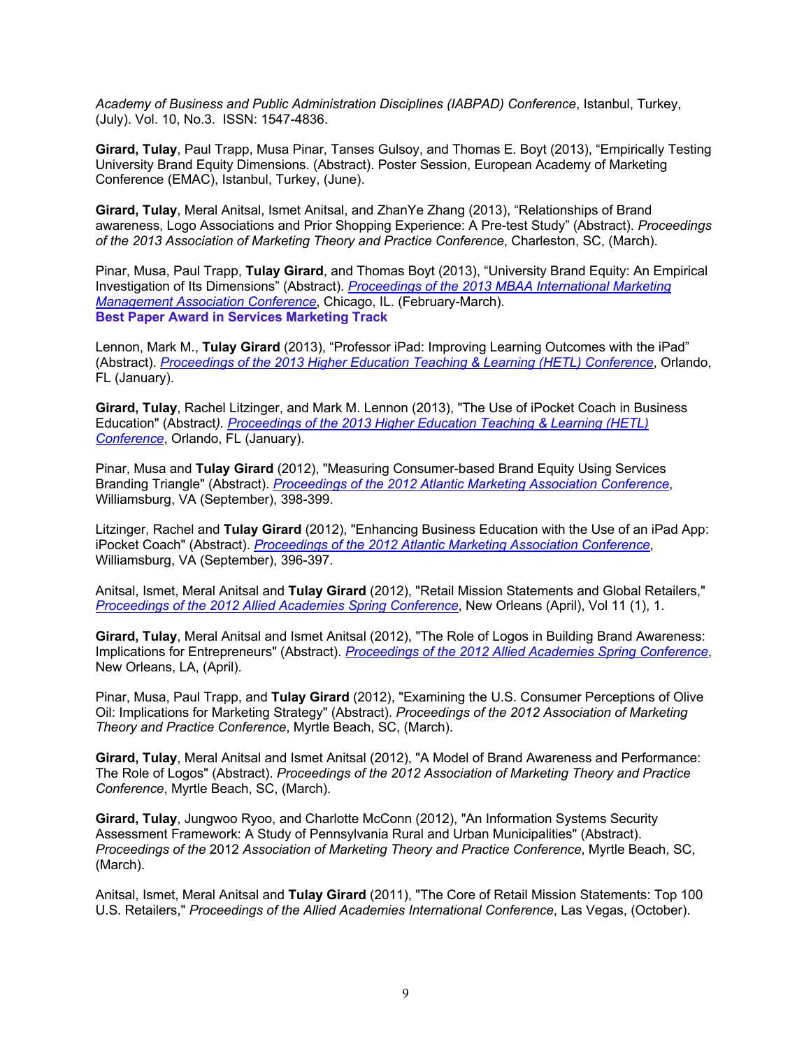*Academy of Business and Public Administration Disciplines (IABPAD) Conference*, Istanbul, Turkey, (July). Vol. 10, No.3. ISSN: 1547-4836.

**Girard, Tulay**, Paul Trapp, Musa Pinar, Tanses Gulsoy, and Thomas E. Boyt (2013), "Empirically Testing University Brand Equity Dimensions. (Abstract). Poster Session, European Academy of Marketing Conference (EMAC), Istanbul, Turkey, (June).

**Girard, Tulay**, Meral Anitsal, Ismet Anitsal, and ZhanYe Zhang (2013), "Relationships of Brand awareness, Logo Associations and Prior Shopping Experience: A Pre-test Study" (Abstract). *Proceedings of the 2013 Association of Marketing Theory and Practice Conference*, Charleston, SC, (March).

Pinar, Musa, Paul Trapp, **Tulay Girard**, and Thomas Boyt (2013), "University Brand Equity: An Empirical Investigation of Its Dimensions" (Abstract). *Proceedings of the 2013 MBAA International Marketing Management Association Conference*, Chicago, IL. (February-March).
**Best Paper Award in Services Marketing Track**

Lennon, Mark M., **Tulay Girard** (2013), "Professor iPad: Improving Learning Outcomes with the iPad" (Abstract). *Proceedings of the 2013 Higher Education Teaching & Learning (HETL) Conference*, Orlando, FL (January).

**Girard, Tulay**, Rachel Litzinger, and Mark M. Lennon (2013), "The Use of iPocket Coach in Business Education" (Abstract). *Proceedings of the 2013 Higher Education Teaching & Learning (HETL) Conference*, Orlando, FL (January).

Pinar, Musa and **Tulay Girard** (2012), "Measuring Consumer-based Brand Equity Using Services Branding Triangle" (Abstract). *Proceedings of the 2012 Atlantic Marketing Association Conference*, Williamsburg, VA (September), 398-399.

Litzinger, Rachel and **Tulay Girard** (2012), "Enhancing Business Education with the Use of an iPad App: iPocket Coach" (Abstract). *Proceedings of the 2012 Atlantic Marketing Association Conference*, Williamsburg, VA (September), 396-397.

Anitsal, Ismet, Meral Anitsal and **Tulay Girard** (2012), "Retail Mission Statements and Global Retailers," *Proceedings of the 2012 Allied Academies Spring Conference*, New Orleans (April), Vol 11 (1), 1.

**Girard, Tulay**, Meral Anitsal and Ismet Anitsal (2012), "The Role of Logos in Building Brand Awareness: Implications for Entrepreneurs" (Abstract). *Proceedings of the 2012 Allied Academies Spring Conference*, New Orleans, LA, (April).

Pinar, Musa, Paul Trapp, and **Tulay Girard** (2012), "Examining the U.S. Consumer Perceptions of Olive Oil: Implications for Marketing Strategy" (Abstract). *Proceedings of the 2012 Association of Marketing Theory and Practice Conference*, Myrtle Beach, SC, (March).

**Girard, Tulay**, Meral Anitsal and Ismet Anitsal (2012), "A Model of Brand Awareness and Performance: The Role of Logos" (Abstract). *Proceedings of the 2012 Association of Marketing Theory and Practice Conference*, Myrtle Beach, SC, (March).

**Girard, Tulay**, Jungwoo Ryoo, and Charlotte McConn (2012), "An Information Systems Security Assessment Framework: A Study of Pennsylvania Rural and Urban Municipalities" (Abstract). *Proceedings of the* 2012 *Association of Marketing Theory and Practice Conference*, Myrtle Beach, SC, (March).

Anitsal, Ismet, Meral Anitsal and **Tulay Girard** (2011), "The Core of Retail Mission Statements: Top 100 U.S. Retailers," *Proceedings of the Allied Academies International Conference*, Las Vegas, (October).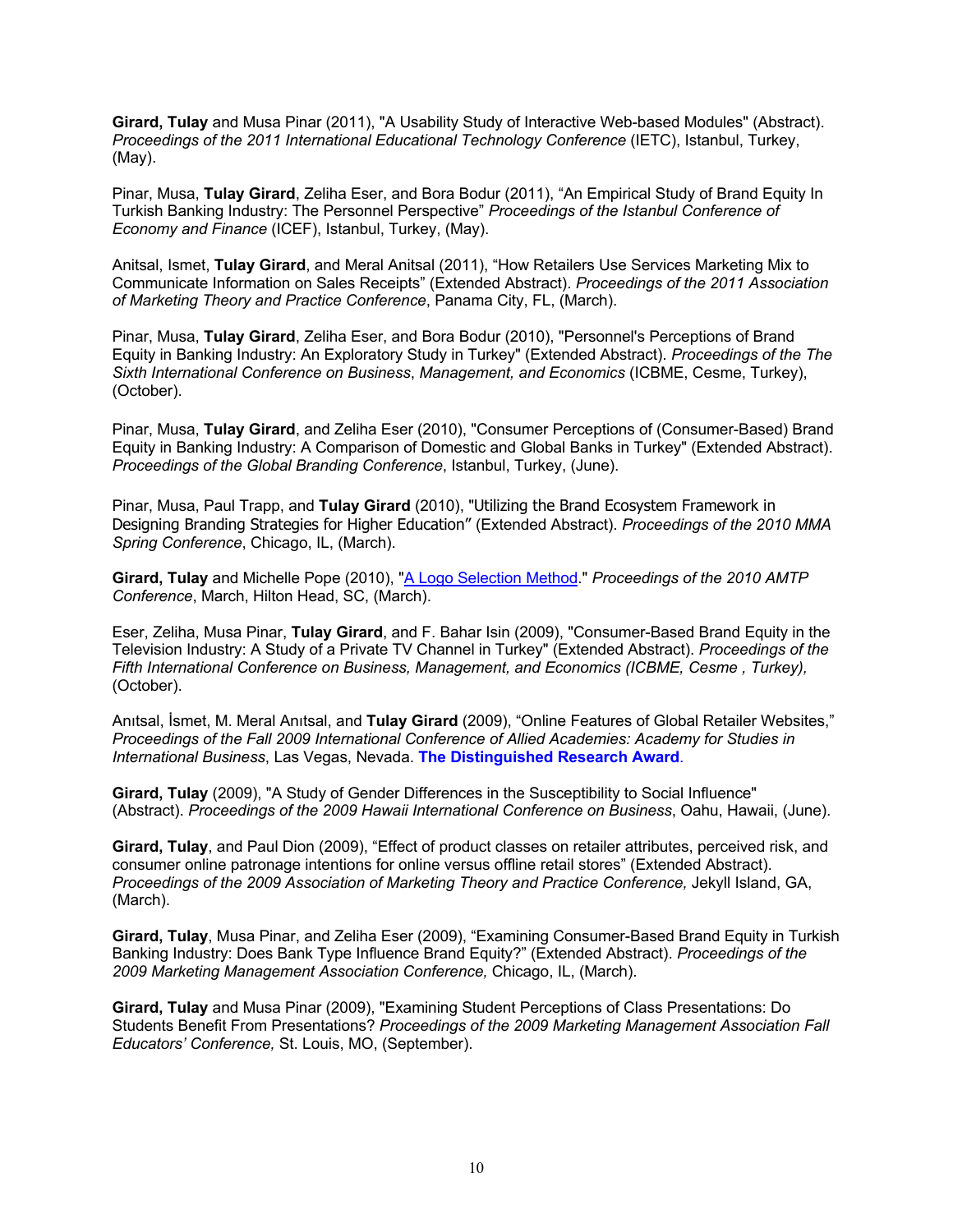**Girard, Tulay** and Musa Pinar (2011), "A Usability Study of Interactive Web-based Modules" (Abstract). *Proceedings of the 2011 International Educational Technology Conference* (IETC), Istanbul, Turkey, (May).

Pinar, Musa, **Tulay Girard**, Zeliha Eser, and Bora Bodur (2011), "An Empirical Study of Brand Equity In Turkish Banking Industry: The Personnel Perspective" *Proceedings of the Istanbul Conference of Economy and Finance* (ICEF), Istanbul, Turkey, (May).

Anitsal, Ismet, **Tulay Girard**, and Meral Anitsal (2011), "How Retailers Use Services Marketing Mix to Communicate Information on Sales Receipts" (Extended Abstract). *Proceedings of the 2011 Association of Marketing Theory and Practice Conference*, Panama City, FL, (March).

Pinar, Musa, **Tulay Girard**, Zeliha Eser, and Bora Bodur (2010), "Personnel's Perceptions of Brand Equity in Banking Industry: An Exploratory Study in Turkey" (Extended Abstract). *Proceedings of the The Sixth International Conference on Business, Management, and Economics* (ICBME, Cesme, Turkey), (October).

Pinar, Musa, **Tulay Girard**, and Zeliha Eser (2010), "Consumer Perceptions of (Consumer-Based) Brand Equity in Banking Industry: A Comparison of Domestic and Global Banks in Turkey" (Extended Abstract). *Proceedings of the Global Branding Conference*, Istanbul, Turkey, (June).

Pinar, Musa, Paul Trapp, and **Tulay Girard** (2010), "Utilizing the Brand Ecosystem Framework in Designing Branding Strategies for Higher Education" (Extended Abstract). *Proceedings of the 2010 MMA Spring Conference*, Chicago, IL, (March).

**Girard, Tulay** and Michelle Pope (2010), "A Logo Selection Method." *Proceedings of the 2010 AMTP Conference*, March, Hilton Head, SC, (March).

Eser, Zeliha, Musa Pinar, **Tulay Girard**, and F. Bahar Isin (2009), "Consumer-Based Brand Equity in the Television Industry: A Study of a Private TV Channel in Turkey" (Extended Abstract). *Proceedings of the Fifth International Conference on Business, Management, and Economics (ICBME, Cesme , Turkey),* (October).

Anıtsal, İsmet, M. Meral Anıtsal, and **Tulay Girard** (2009), "Online Features of Global Retailer Websites," *Proceedings of the Fall 2009 International Conference of Allied Academies: Academy for Studies in International Business*, Las Vegas, Nevada. **The Distinguished Research Award**.

**Girard, Tulay** (2009), "A Study of Gender Differences in the Susceptibility to Social Influence" (Abstract). *Proceedings of the 2009 Hawaii International Conference on Business*, Oahu, Hawaii, (June).

**Girard, Tulay**, and Paul Dion (2009), "Effect of product classes on retailer attributes, perceived risk, and consumer online patronage intentions for online versus offline retail stores" (Extended Abstract). *Proceedings of the 2009 Association of Marketing Theory and Practice Conference,* Jekyll Island, GA, (March).

**Girard, Tulay**, Musa Pinar, and Zeliha Eser (2009), "Examining Consumer-Based Brand Equity in Turkish Banking Industry: Does Bank Type Influence Brand Equity?" (Extended Abstract). *Proceedings of the 2009 Marketing Management Association Conference,* Chicago, IL, (March).

**Girard, Tulay** and Musa Pinar (2009), "Examining Student Perceptions of Class Presentations: Do Students Benefit From Presentations? *Proceedings of the 2009 Marketing Management Association Fall Educators' Conference,* St. Louis, MO, (September).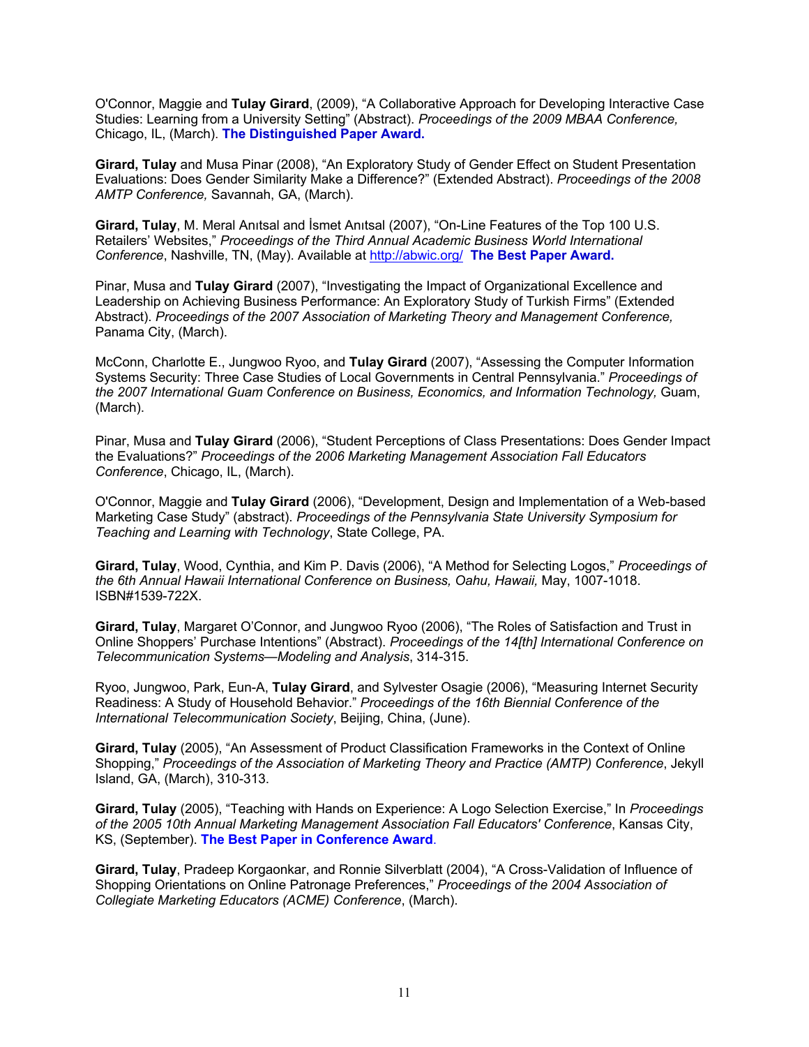O'Connor, Maggie and **Tulay Girard**, (2009), "A Collaborative Approach for Developing Interactive Case Studies: Learning from a University Setting" (Abstract). *Proceedings of the 2009 MBAA Conference,* Chicago, IL, (March). **The Distinguished Paper Award.**

**Girard, Tulay** and Musa Pinar (2008), "An Exploratory Study of Gender Effect on Student Presentation Evaluations: Does Gender Similarity Make a Difference?" (Extended Abstract). *Proceedings of the 2008 AMTP Conference,* Savannah, GA, (March).

**Girard, Tulay**, M. Meral Anıtsal and İsmet Anıtsal (2007), "On-Line Features of the Top 100 U.S. Retailers' Websites," *Proceedings of the Third Annual Academic Business World International Conference*, Nashville, TN, (May). Available at http://abwic.org/ **The Best Paper Award.**

Pinar, Musa and **Tulay Girard** (2007), "Investigating the Impact of Organizational Excellence and Leadership on Achieving Business Performance: An Exploratory Study of Turkish Firms" (Extended Abstract). *Proceedings of the 2007 Association of Marketing Theory and Management Conference,* Panama City, (March).

McConn, Charlotte E., Jungwoo Ryoo, and **Tulay Girard** (2007), "Assessing the Computer Information Systems Security: Three Case Studies of Local Governments in Central Pennsylvania." *Proceedings of the 2007 International Guam Conference on Business, Economics, and Information Technology,* Guam, (March).

Pinar, Musa and **Tulay Girard** (2006), "Student Perceptions of Class Presentations: Does Gender Impact the Evaluations?" *Proceedings of the 2006 Marketing Management Association Fall Educators Conference*, Chicago, IL, (March).

O'Connor, Maggie and **Tulay Girard** (2006), "Development, Design and Implementation of a Web-based Marketing Case Study" (abstract). *Proceedings of the Pennsylvania State University Symposium for Teaching and Learning with Technology*, State College, PA.

**Girard, Tulay**, Wood, Cynthia, and Kim P. Davis (2006), "A Method for Selecting Logos," *Proceedings of the 6th Annual Hawaii International Conference on Business, Oahu, Hawaii,* May, 1007-1018. ISBN#1539-722X.

**Girard, Tulay**, Margaret O'Connor, and Jungwoo Ryoo (2006), "The Roles of Satisfaction and Trust in Online Shoppers' Purchase Intentions" (Abstract). *Proceedings of the 14[th] International Conference on Telecommunication Systems—Modeling and Analysis*, 314-315.

Ryoo, Jungwoo, Park, Eun-A, **Tulay Girard**, and Sylvester Osagie (2006), "Measuring Internet Security Readiness: A Study of Household Behavior." *Proceedings of the 16th Biennial Conference of the International Telecommunication Society*, Beijing, China, (June).

**Girard, Tulay** (2005), "An Assessment of Product Classification Frameworks in the Context of Online Shopping," *Proceedings of the Association of Marketing Theory and Practice (AMTP) Conference*, Jekyll Island, GA, (March), 310-313.

**Girard, Tulay** (2005), "Teaching with Hands on Experience: A Logo Selection Exercise," In *Proceedings of the 2005 10th Annual Marketing Management Association Fall Educators' Conference*, Kansas City, KS, (September). **The Best Paper in Conference Award**.

**Girard, Tulay**, Pradeep Korgaonkar, and Ronnie Silverblatt (2004), "A Cross-Validation of Influence of Shopping Orientations on Online Patronage Preferences," *Proceedings of the 2004 Association of Collegiate Marketing Educators (ACME) Conference*, (March).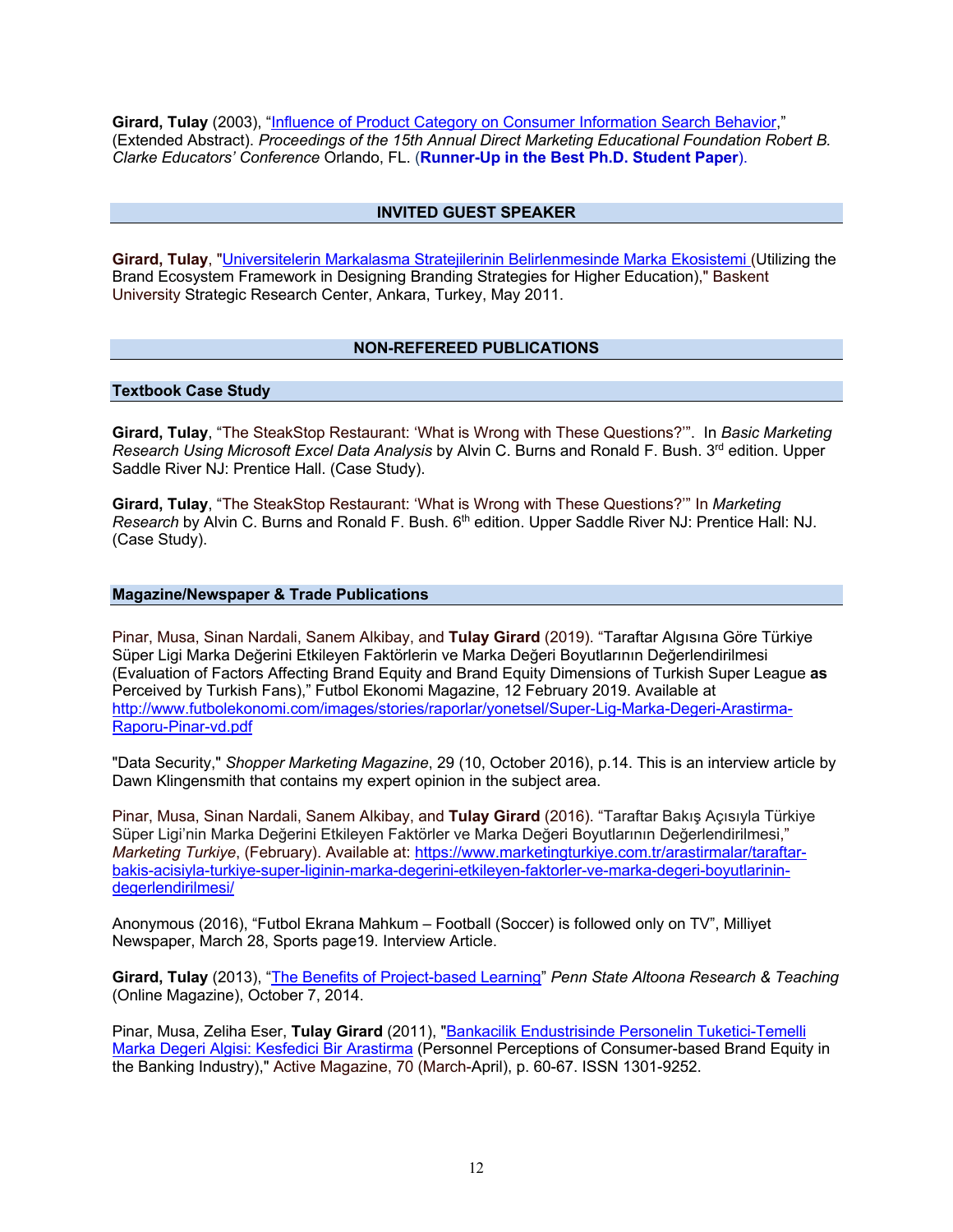**Girard, Tulay** (2003), "Influence of Product Category on Consumer Information Search Behavior," (Extended Abstract). *Proceedings of the 15th Annual Direct Marketing Educational Foundation Robert B. Clarke Educators' Conference* Orlando, FL. (**Runner-Up in the Best Ph.D. Student Paper**).

## INVITED GUEST SPEAKER

**Girard, Tulay**, "Universitelerin Markalasma Stratejilerinin Belirlenmesinde Marka Ekosistemi (Utilizing the Brand Ecosystem Framework in Designing Branding Strategies for Higher Education)," Baskent University Strategic Research Center, Ankara, Turkey, May 2011.

## NON-REFEREED PUBLICATIONS

### Textbook Case Study

**Girard, Tulay**, "The SteakStop Restaurant: 'What is Wrong with These Questions?'". In *Basic Marketing Research Using Microsoft Excel Data Analysis* by Alvin C. Burns and Ronald F. Bush. 3rd edition. Upper Saddle River NJ: Prentice Hall. (Case Study).

**Girard, Tulay**, "The SteakStop Restaurant: 'What is Wrong with These Questions?'" In *Marketing Research* by Alvin C. Burns and Ronald F. Bush. 6th edition. Upper Saddle River NJ: Prentice Hall: NJ. (Case Study).

### Magazine/Newspaper & Trade Publications

Pinar, Musa, Sinan Nardali, Sanem Alkibay, and **Tulay Girard** (2019). "Taraftar Algısına Göre Türkiye Süper Ligi Marka Değerini Etkileyen Faktörlerin ve Marka Değeri Boyutlarının Değerlendirilmesi (Evaluation of Factors Affecting Brand Equity and Brand Equity Dimensions of Turkish Super League **as** Perceived by Turkish Fans)," Futbol Ekonomi Magazine, 12 February 2019. Available at http://www.futbolekonomi.com/images/stories/raporlar/yonetsel/Super-Lig-Marka-Degeri-Arastirma-Raporu-Pinar-vd.pdf

"Data Security," *Shopper Marketing Magazine*, 29 (10, October 2016), p.14. This is an interview article by Dawn Klingensmith that contains my expert opinion in the subject area.

Pinar, Musa, Sinan Nardali, Sanem Alkibay, and **Tulay Girard** (2016). "Taraftar Bakış Açısıyla Türkiye Süper Ligi'nin Marka Değerini Etkileyen Faktörler ve Marka Değeri Boyutlarının Değerlendirilmesi," *Marketing Turkiye*, (February). Available at: https://www.marketingturkiye.com.tr/arastirmalar/taraftar-bakis-acisiyla-turkiye-super-liginin-marka-degerini-etkileyen-faktorler-ve-marka-degeri-boyutlarinin-degerlendirilmesi/

Anonymous (2016), "Futbol Ekrana Mahkum – Football (Soccer) is followed only on TV", Milliyet Newspaper, March 28, Sports page19. Interview Article.

**Girard, Tulay** (2013), "The Benefits of Project-based Learning" *Penn State Altoona Research & Teaching* (Online Magazine), October 7, 2014.

Pinar, Musa, Zeliha Eser, **Tulay Girard** (2011), "Bankacilik Endustrisinde Personelin Tuketici-Temelli Marka Degeri Algisi: Kesfedici Bir Arastirma (Personnel Perceptions of Consumer-based Brand Equity in the Banking Industry)," Active Magazine, 70 (March-April), p. 60-67. ISSN 1301-9252.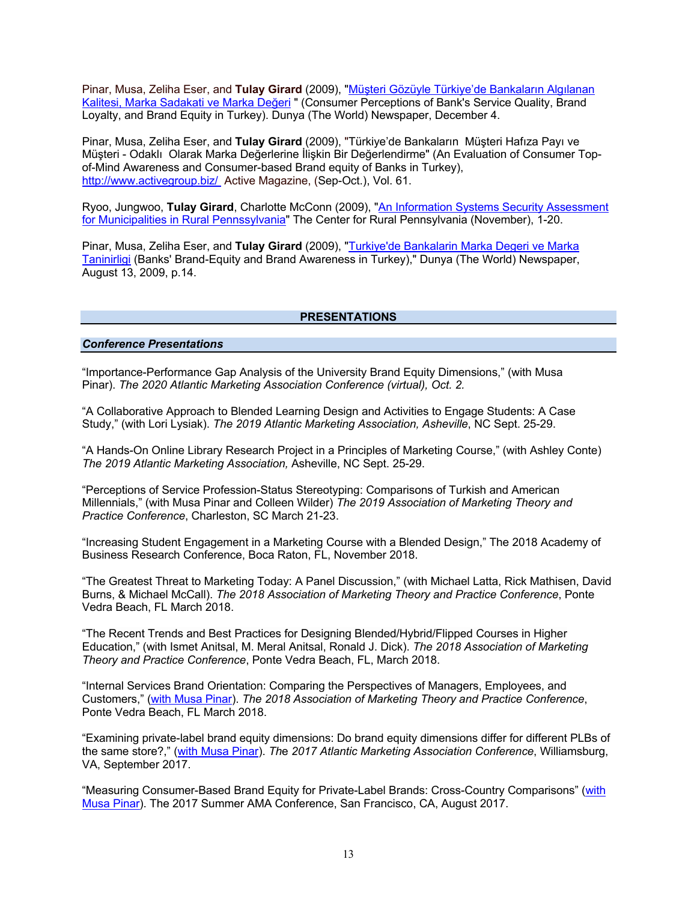Pinar, Musa, Zeliha Eser, and **Tulay Girard** (2009), "Müşteri Gözüyle Türkiye'de Bankaların Algılanan Kalitesi, Marka Sadakati ve Marka Değeri " (Consumer Perceptions of Bank's Service Quality, Brand Loyalty, and Brand Equity in Turkey). Dunya (The World) Newspaper, December 4.

Pinar, Musa, Zeliha Eser, and **Tulay Girard** (2009), "Türkiye'de Bankaların Müşteri Hafıza Payı ve Müşteri - Odaklı Olarak Marka Değerlerine İlişkin Bir Değerlendirme" (An Evaluation of Consumer Top-of-Mind Awareness and Consumer-based Brand equity of Banks in Turkey), http://www.activegroup.biz/ Active Magazine, (Sep-Oct.), Vol. 61.

Ryoo, Jungwoo, **Tulay Girard**, Charlotte McConn (2009), "An Information Systems Security Assessment for Municipalities in Rural Pennssylvania" The Center for Rural Pennsylvania (November), 1-20.

Pinar, Musa, Zeliha Eser, and **Tulay Girard** (2009), "Turkiye'de Bankalarin Marka Degeri ve Marka Taninirligi (Banks' Brand-Equity and Brand Awareness in Turkey)," Dunya (The World) Newspaper, August 13, 2009, p.14.

## PRESENTATIONS

### *Conference Presentations*

"Importance-Performance Gap Analysis of the University Brand Equity Dimensions," (with Musa Pinar). *The 2020 Atlantic Marketing Association Conference (virtual), Oct. 2.*

"A Collaborative Approach to Blended Learning Design and Activities to Engage Students: A Case Study," (with Lori Lysiak). *The 2019 Atlantic Marketing Association, Asheville*, NC Sept. 25-29.

"A Hands-On Online Library Research Project in a Principles of Marketing Course," (with Ashley Conte) *The 2019 Atlantic Marketing Association,* Asheville, NC Sept. 25-29.

"Perceptions of Service Profession-Status Stereotyping: Comparisons of Turkish and American Millennials," (with Musa Pinar and Colleen Wilder) *The 2019 Association of Marketing Theory and Practice Conference*, Charleston, SC March 21-23.

"Increasing Student Engagement in a Marketing Course with a Blended Design," The 2018 Academy of Business Research Conference, Boca Raton, FL, November 2018.

"The Greatest Threat to Marketing Today: A Panel Discussion," (with Michael Latta, Rick Mathisen, David Burns, & Michael McCall). *The 2018 Association of Marketing Theory and Practice Conference*, Ponte Vedra Beach, FL March 2018.

"The Recent Trends and Best Practices for Designing Blended/Hybrid/Flipped Courses in Higher Education," (with Ismet Anitsal, M. Meral Anitsal, Ronald J. Dick). *The 2018 Association of Marketing Theory and Practice Conference*, Ponte Vedra Beach, FL, March 2018.

"Internal Services Brand Orientation: Comparing the Perspectives of Managers, Employees, and Customers," (with Musa Pinar). *The 2018 Association of Marketing Theory and Practice Conference*, Ponte Vedra Beach, FL March 2018.

"Examining private-label brand equity dimensions: Do brand equity dimensions differ for different PLBs of the same store?," (with Musa Pinar). *The 2017 Atlantic Marketing Association Conference*, Williamsburg, VA, September 2017.

"Measuring Consumer-Based Brand Equity for Private-Label Brands: Cross-Country Comparisons" (with Musa Pinar). The 2017 Summer AMA Conference, San Francisco, CA, August 2017.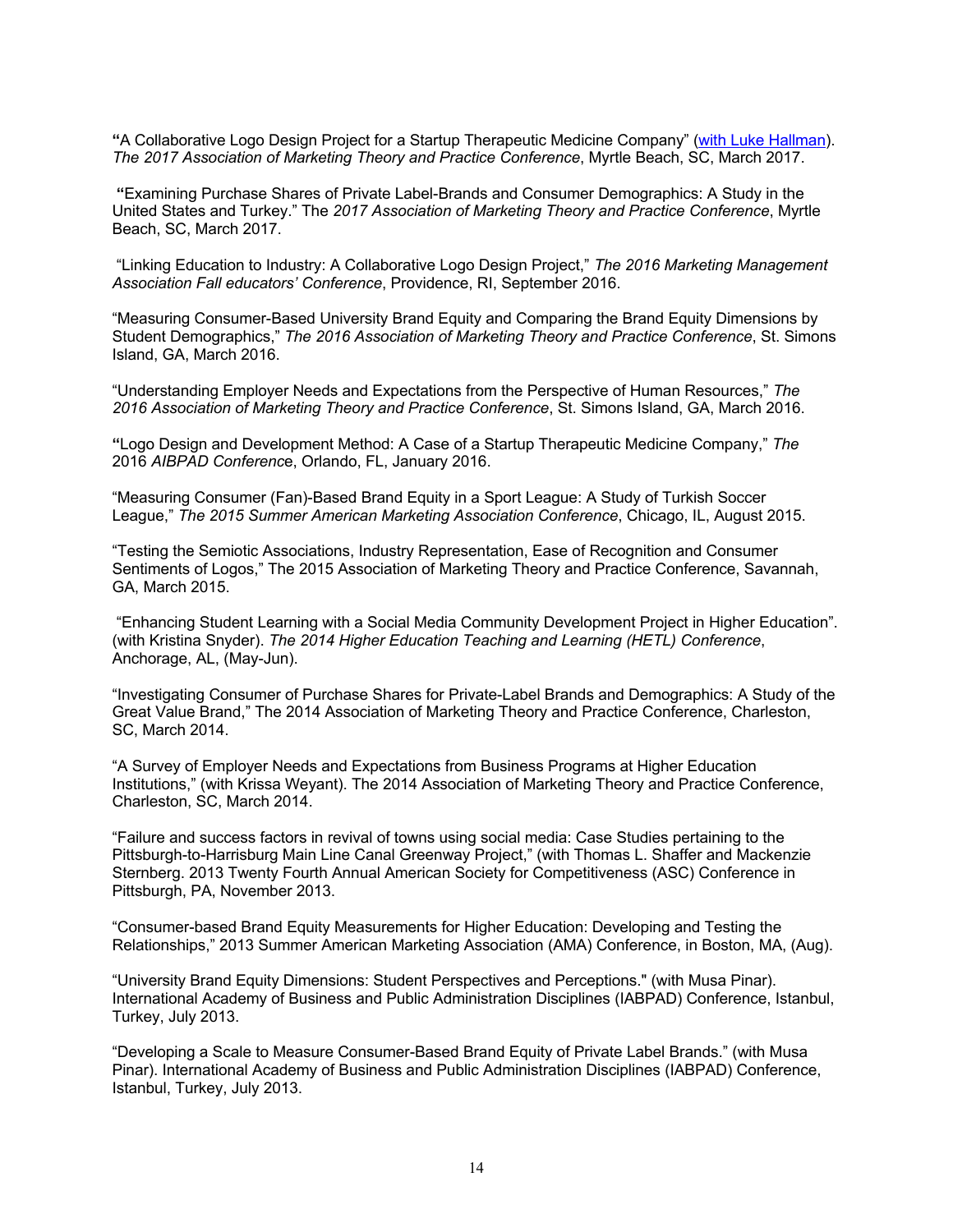"A Collaborative Logo Design Project for a Startup Therapeutic Medicine Company" (with Luke Hallman). *The 2017 Association of Marketing Theory and Practice Conference*, Myrtle Beach, SC, March 2017.

"Examining Purchase Shares of Private Label-Brands and Consumer Demographics: A Study in the United States and Turkey." The *2017 Association of Marketing Theory and Practice Conference*, Myrtle Beach, SC, March 2017.

"Linking Education to Industry: A Collaborative Logo Design Project," *The 2016 Marketing Management Association Fall educators' Conference*, Providence, RI, September 2016.

"Measuring Consumer-Based University Brand Equity and Comparing the Brand Equity Dimensions by Student Demographics," *The 2016 Association of Marketing Theory and Practice Conference*, St. Simons Island, GA, March 2016.

"Understanding Employer Needs and Expectations from the Perspective of Human Resources," *The 2016 Association of Marketing Theory and Practice Conference*, St. Simons Island, GA, March 2016.

"Logo Design and Development Method: A Case of a Startup Therapeutic Medicine Company," *The* 2016 *AIBPAD Conferenc*e, Orlando, FL, January 2016.

"Measuring Consumer (Fan)-Based Brand Equity in a Sport League: A Study of Turkish Soccer League," *The 2015 Summer American Marketing Association Conference*, Chicago, IL, August 2015.

"Testing the Semiotic Associations, Industry Representation, Ease of Recognition and Consumer Sentiments of Logos," The 2015 Association of Marketing Theory and Practice Conference, Savannah, GA, March 2015.

"Enhancing Student Learning with a Social Media Community Development Project in Higher Education". (with Kristina Snyder). *The 2014 Higher Education Teaching and Learning (HETL) Conference*, Anchorage, AL, (May-Jun).

"Investigating Consumer of Purchase Shares for Private-Label Brands and Demographics: A Study of the Great Value Brand," The 2014 Association of Marketing Theory and Practice Conference, Charleston, SC, March 2014.

"A Survey of Employer Needs and Expectations from Business Programs at Higher Education Institutions," (with Krissa Weyant). The 2014 Association of Marketing Theory and Practice Conference, Charleston, SC, March 2014.

"Failure and success factors in revival of towns using social media: Case Studies pertaining to the Pittsburgh-to-Harrisburg Main Line Canal Greenway Project," (with Thomas L. Shaffer and Mackenzie Sternberg. 2013 Twenty Fourth Annual American Society for Competitiveness (ASC) Conference in Pittsburgh, PA, November 2013.

"Consumer-based Brand Equity Measurements for Higher Education: Developing and Testing the Relationships," 2013 Summer American Marketing Association (AMA) Conference, in Boston, MA, (Aug).

"University Brand Equity Dimensions: Student Perspectives and Perceptions." (with Musa Pinar). International Academy of Business and Public Administration Disciplines (IABPAD) Conference, Istanbul, Turkey, July 2013.

"Developing a Scale to Measure Consumer-Based Brand Equity of Private Label Brands." (with Musa Pinar). International Academy of Business and Public Administration Disciplines (IABPAD) Conference, Istanbul, Turkey, July 2013.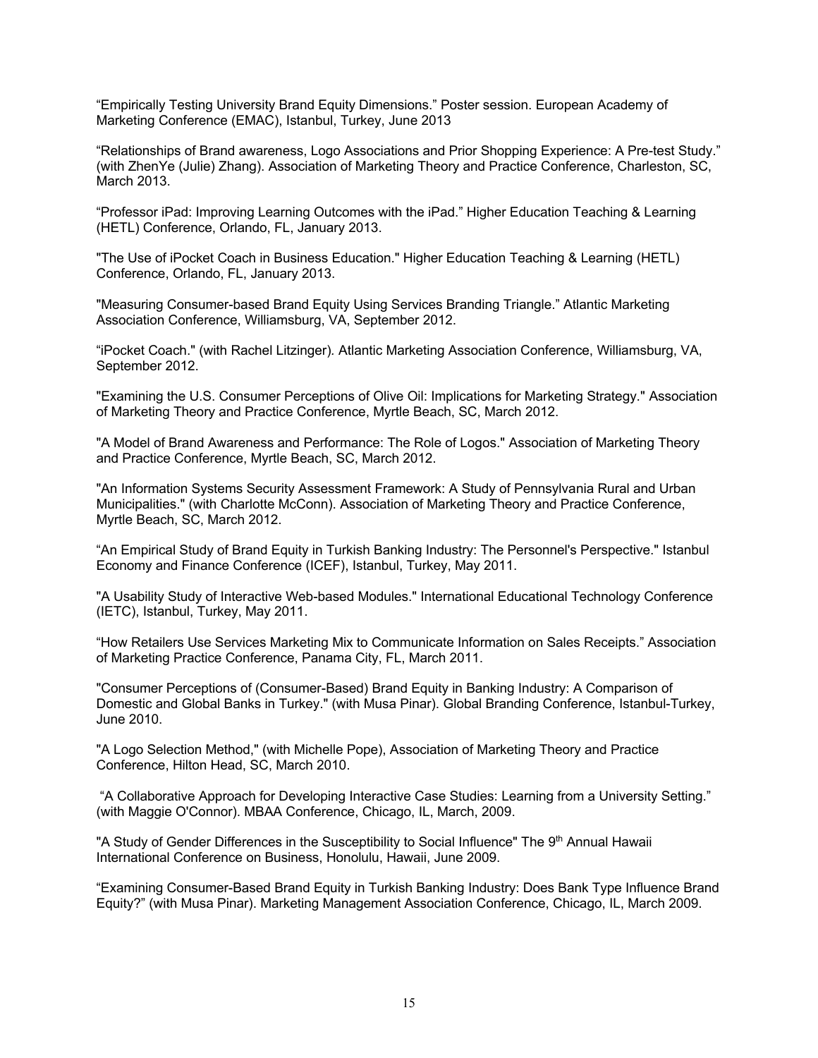“Empirically Testing University Brand Equity Dimensions.” Poster session. European Academy of Marketing Conference (EMAC), Istanbul, Turkey, June 2013

“Relationships of Brand awareness, Logo Associations and Prior Shopping Experience: A Pre-test Study.” (with ZhenYe (Julie) Zhang). Association of Marketing Theory and Practice Conference, Charleston, SC, March 2013.

“Professor iPad: Improving Learning Outcomes with the iPad.” Higher Education Teaching & Learning (HETL) Conference, Orlando, FL, January 2013.

"The Use of iPocket Coach in Business Education." Higher Education Teaching & Learning (HETL) Conference, Orlando, FL, January 2013.

"Measuring Consumer-based Brand Equity Using Services Branding Triangle.” Atlantic Marketing Association Conference, Williamsburg, VA, September 2012.

“iPocket Coach." (with Rachel Litzinger). Atlantic Marketing Association Conference, Williamsburg, VA, September 2012.

"Examining the U.S. Consumer Perceptions of Olive Oil: Implications for Marketing Strategy." Association of Marketing Theory and Practice Conference, Myrtle Beach, SC, March 2012.

"A Model of Brand Awareness and Performance: The Role of Logos." Association of Marketing Theory and Practice Conference, Myrtle Beach, SC, March 2012.

"An Information Systems Security Assessment Framework: A Study of Pennsylvania Rural and Urban Municipalities." (with Charlotte McConn). Association of Marketing Theory and Practice Conference, Myrtle Beach, SC, March 2012.

“An Empirical Study of Brand Equity in Turkish Banking Industry: The Personnel's Perspective." Istanbul Economy and Finance Conference (ICEF), Istanbul, Turkey, May 2011.

"A Usability Study of Interactive Web-based Modules." International Educational Technology Conference (IETC), Istanbul, Turkey, May 2011.

“How Retailers Use Services Marketing Mix to Communicate Information on Sales Receipts.” Association of Marketing Practice Conference, Panama City, FL, March 2011.

"Consumer Perceptions of (Consumer-Based) Brand Equity in Banking Industry: A Comparison of Domestic and Global Banks in Turkey." (with Musa Pinar). Global Branding Conference, Istanbul-Turkey, June 2010.

"A Logo Selection Method," (with Michelle Pope), Association of Marketing Theory and Practice Conference, Hilton Head, SC, March 2010.

“A Collaborative Approach for Developing Interactive Case Studies: Learning from a University Setting.” (with Maggie O'Connor). MBAA Conference, Chicago, IL, March, 2009.

"A Study of Gender Differences in the Susceptibility to Social Influence" The 9th Annual Hawaii International Conference on Business, Honolulu, Hawaii, June 2009.

“Examining Consumer-Based Brand Equity in Turkish Banking Industry: Does Bank Type Influence Brand Equity?” (with Musa Pinar). Marketing Management Association Conference, Chicago, IL, March 2009.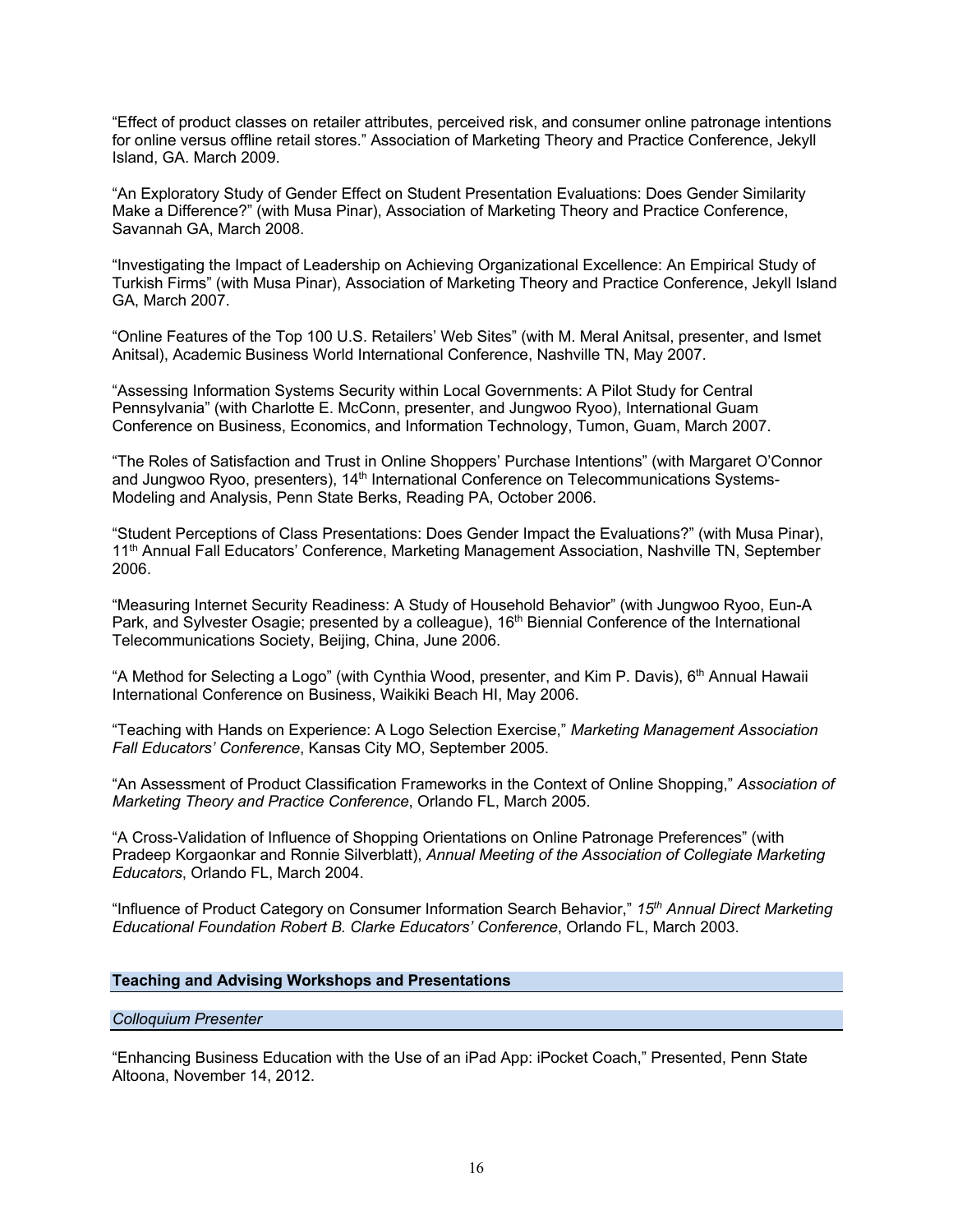"Effect of product classes on retailer attributes, perceived risk, and consumer online patronage intentions for online versus offline retail stores." Association of Marketing Theory and Practice Conference, Jekyll Island, GA. March 2009.

"An Exploratory Study of Gender Effect on Student Presentation Evaluations: Does Gender Similarity Make a Difference?" (with Musa Pinar), Association of Marketing Theory and Practice Conference, Savannah GA, March 2008.

"Investigating the Impact of Leadership on Achieving Organizational Excellence: An Empirical Study of Turkish Firms" (with Musa Pinar), Association of Marketing Theory and Practice Conference, Jekyll Island GA, March 2007.

"Online Features of the Top 100 U.S. Retailers' Web Sites" (with M. Meral Anitsal, presenter, and Ismet Anitsal), Academic Business World International Conference, Nashville TN, May 2007.

"Assessing Information Systems Security within Local Governments: A Pilot Study for Central Pennsylvania" (with Charlotte E. McConn, presenter, and Jungwoo Ryoo), International Guam Conference on Business, Economics, and Information Technology, Tumon, Guam, March 2007.

"The Roles of Satisfaction and Trust in Online Shoppers' Purchase Intentions" (with Margaret O'Connor and Jungwoo Ryoo, presenters), 14th International Conference on Telecommunications Systems-Modeling and Analysis, Penn State Berks, Reading PA, October 2006.

"Student Perceptions of Class Presentations: Does Gender Impact the Evaluations?" (with Musa Pinar), 11th Annual Fall Educators' Conference, Marketing Management Association, Nashville TN, September 2006.

"Measuring Internet Security Readiness: A Study of Household Behavior" (with Jungwoo Ryoo, Eun-A Park, and Sylvester Osagie; presented by a colleague), 16th Biennial Conference of the International Telecommunications Society, Beijing, China, June 2006.

"A Method for Selecting a Logo" (with Cynthia Wood, presenter, and Kim P. Davis), 6th Annual Hawaii International Conference on Business, Waikiki Beach HI, May 2006.

"Teaching with Hands on Experience: A Logo Selection Exercise," *Marketing Management Association Fall Educators' Conference*, Kansas City MO, September 2005.

"An Assessment of Product Classification Frameworks in the Context of Online Shopping," *Association of Marketing Theory and Practice Conference*, Orlando FL, March 2005.

"A Cross-Validation of Influence of Shopping Orientations on Online Patronage Preferences" (with Pradeep Korgaonkar and Ronnie Silverblatt), *Annual Meeting of the Association of Collegiate Marketing Educators*, Orlando FL, March 2004.

"Influence of Product Category on Consumer Information Search Behavior," *15th Annual Direct Marketing Educational Foundation Robert B. Clarke Educators' Conference*, Orlando FL, March 2003.

## Teaching and Advising Workshops and Presentations

### *Colloquium Presenter*

"Enhancing Business Education with the Use of an iPad App: iPocket Coach," Presented, Penn State Altoona, November 14, 2012.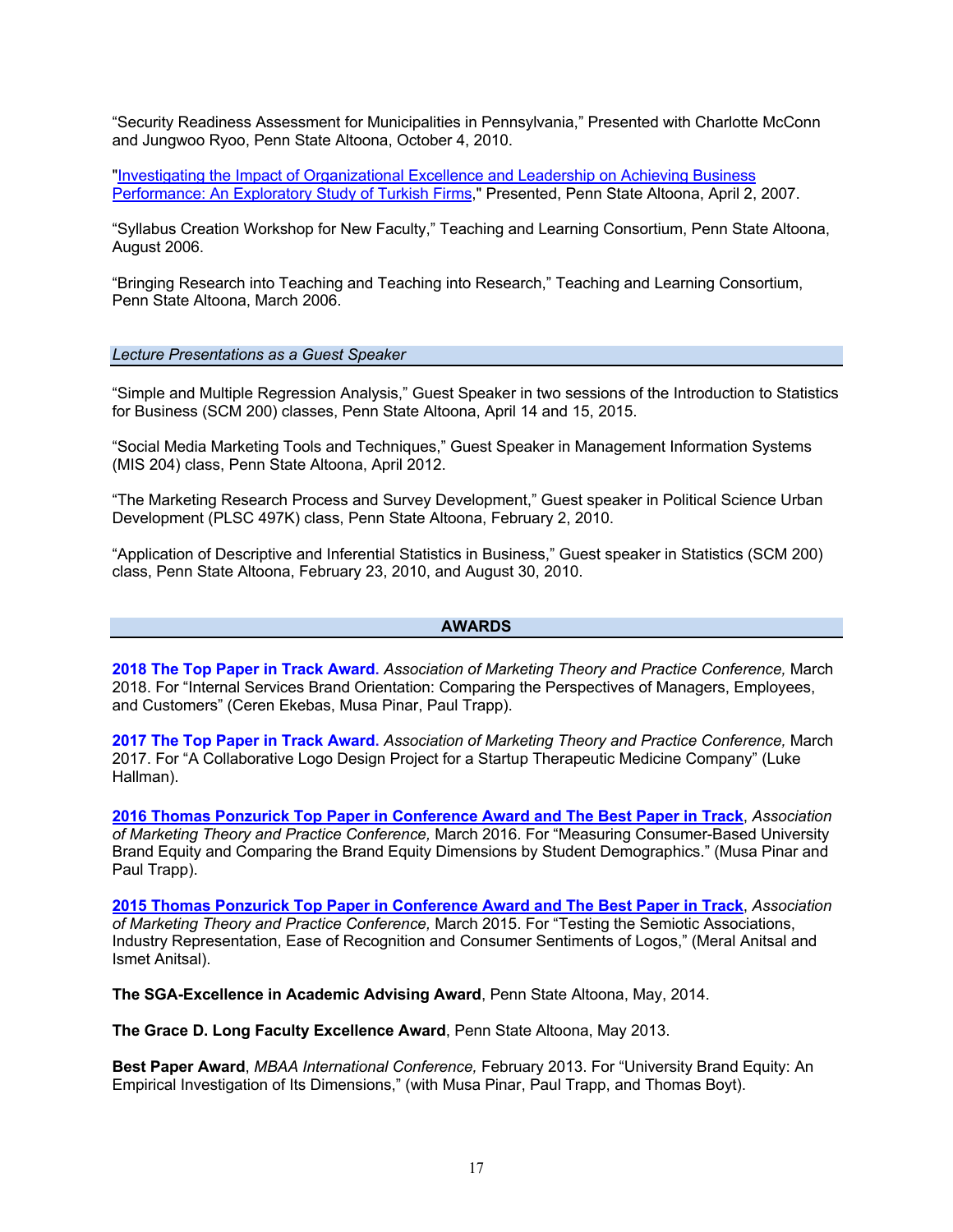"Security Readiness Assessment for Municipalities in Pennsylvania," Presented with Charlotte McConn and Jungwoo Ryoo, Penn State Altoona, October 4, 2010.

"Investigating the Impact of Organizational Excellence and Leadership on Achieving Business Performance: An Exploratory Study of Turkish Firms," Presented, Penn State Altoona, April 2, 2007.

"Syllabus Creation Workshop for New Faculty," Teaching and Learning Consortium, Penn State Altoona, August 2006.

"Bringing Research into Teaching and Teaching into Research," Teaching and Learning Consortium, Penn State Altoona, March 2006.

### *Lecture Presentations as a Guest Speaker*

"Simple and Multiple Regression Analysis," Guest Speaker in two sessions of the Introduction to Statistics for Business (SCM 200) classes, Penn State Altoona, April 14 and 15, 2015.

"Social Media Marketing Tools and Techniques," Guest Speaker in Management Information Systems (MIS 204) class, Penn State Altoona, April 2012.

"The Marketing Research Process and Survey Development," Guest speaker in Political Science Urban Development (PLSC 497K) class, Penn State Altoona, February 2, 2010.

"Application of Descriptive and Inferential Statistics in Business," Guest speaker in Statistics (SCM 200) class, Penn State Altoona, February 23, 2010, and August 30, 2010.

## AWARDS

**2018 The Top Paper in Track Award.** *Association of Marketing Theory and Practice Conference,* March 2018. For "Internal Services Brand Orientation: Comparing the Perspectives of Managers, Employees, and Customers" (Ceren Ekebas, Musa Pinar, Paul Trapp).

**2017 The Top Paper in Track Award.** *Association of Marketing Theory and Practice Conference,* March 2017. For "A Collaborative Logo Design Project for a Startup Therapeutic Medicine Company" (Luke Hallman).

**2016 Thomas Ponzurick Top Paper in Conference Award and The Best Paper in Track**, *Association of Marketing Theory and Practice Conference,* March 2016. For "Measuring Consumer-Based University Brand Equity and Comparing the Brand Equity Dimensions by Student Demographics." (Musa Pinar and Paul Trapp).

**2015 Thomas Ponzurick Top Paper in Conference Award and The Best Paper in Track**, *Association of Marketing Theory and Practice Conference,* March 2015. For "Testing the Semiotic Associations, Industry Representation, Ease of Recognition and Consumer Sentiments of Logos," (Meral Anitsal and Ismet Anitsal).

**The SGA-Excellence in Academic Advising Award**, Penn State Altoona, May, 2014.

**The Grace D. Long Faculty Excellence Award**, Penn State Altoona, May 2013.

**Best Paper Award**, *MBAA International Conference,* February 2013. For "University Brand Equity: An Empirical Investigation of Its Dimensions," (with Musa Pinar, Paul Trapp, and Thomas Boyt).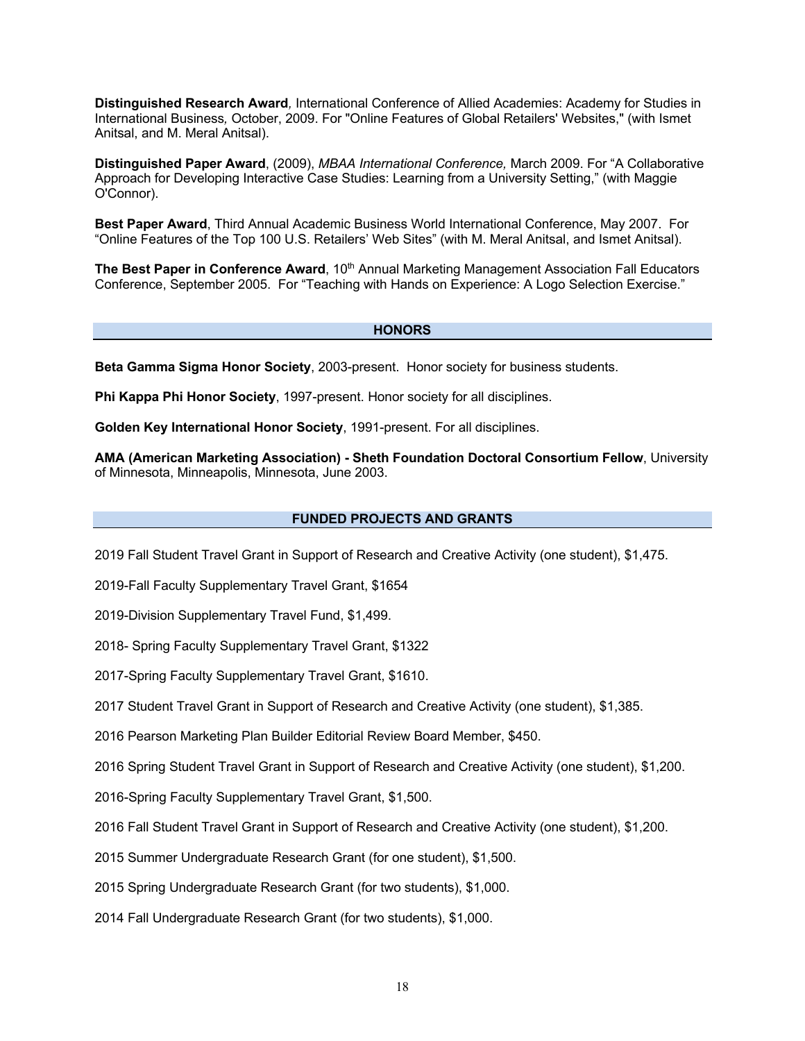**Distinguished Research Award***,* International Conference of Allied Academies: Academy for Studies in International Business*,* October, 2009. For "Online Features of Global Retailers' Websites," (with Ismet Anitsal, and M. Meral Anitsal).

**Distinguished Paper Award**, (2009), *MBAA International Conference,* March 2009. For "A Collaborative Approach for Developing Interactive Case Studies: Learning from a University Setting," (with Maggie O'Connor).

**Best Paper Award**, Third Annual Academic Business World International Conference, May 2007. For "Online Features of the Top 100 U.S. Retailers' Web Sites" (with M. Meral Anitsal, and Ismet Anitsal).

**The Best Paper in Conference Award**, 10th Annual Marketing Management Association Fall Educators Conference, September 2005. For "Teaching with Hands on Experience: A Logo Selection Exercise."

## HONORS

**Beta Gamma Sigma Honor Society**, 2003-present. Honor society for business students.

**Phi Kappa Phi Honor Society**, 1997-present. Honor society for all disciplines.

**Golden Key International Honor Society**, 1991-present. For all disciplines.

**AMA (American Marketing Association) - Sheth Foundation Doctoral Consortium Fellow**, University of Minnesota, Minneapolis, Minnesota, June 2003.

## FUNDED PROJECTS AND GRANTS

2019 Fall Student Travel Grant in Support of Research and Creative Activity (one student), $1,475.

2019-Fall Faculty Supplementary Travel Grant, $1654

2019-Division Supplementary Travel Fund, $1,499.

2018- Spring Faculty Supplementary Travel Grant, $1322

2017-Spring Faculty Supplementary Travel Grant, $1610.

2017 Student Travel Grant in Support of Research and Creative Activity (one student), $1,385.

2016 Pearson Marketing Plan Builder Editorial Review Board Member, $450.

2016 Spring Student Travel Grant in Support of Research and Creative Activity (one student), $1,200.

2016-Spring Faculty Supplementary Travel Grant, $1,500.

2016 Fall Student Travel Grant in Support of Research and Creative Activity (one student), $1,200.

2015 Summer Undergraduate Research Grant (for one student), $1,500.

2015 Spring Undergraduate Research Grant (for two students), $1,000.

2014 Fall Undergraduate Research Grant (for two students), $1,000.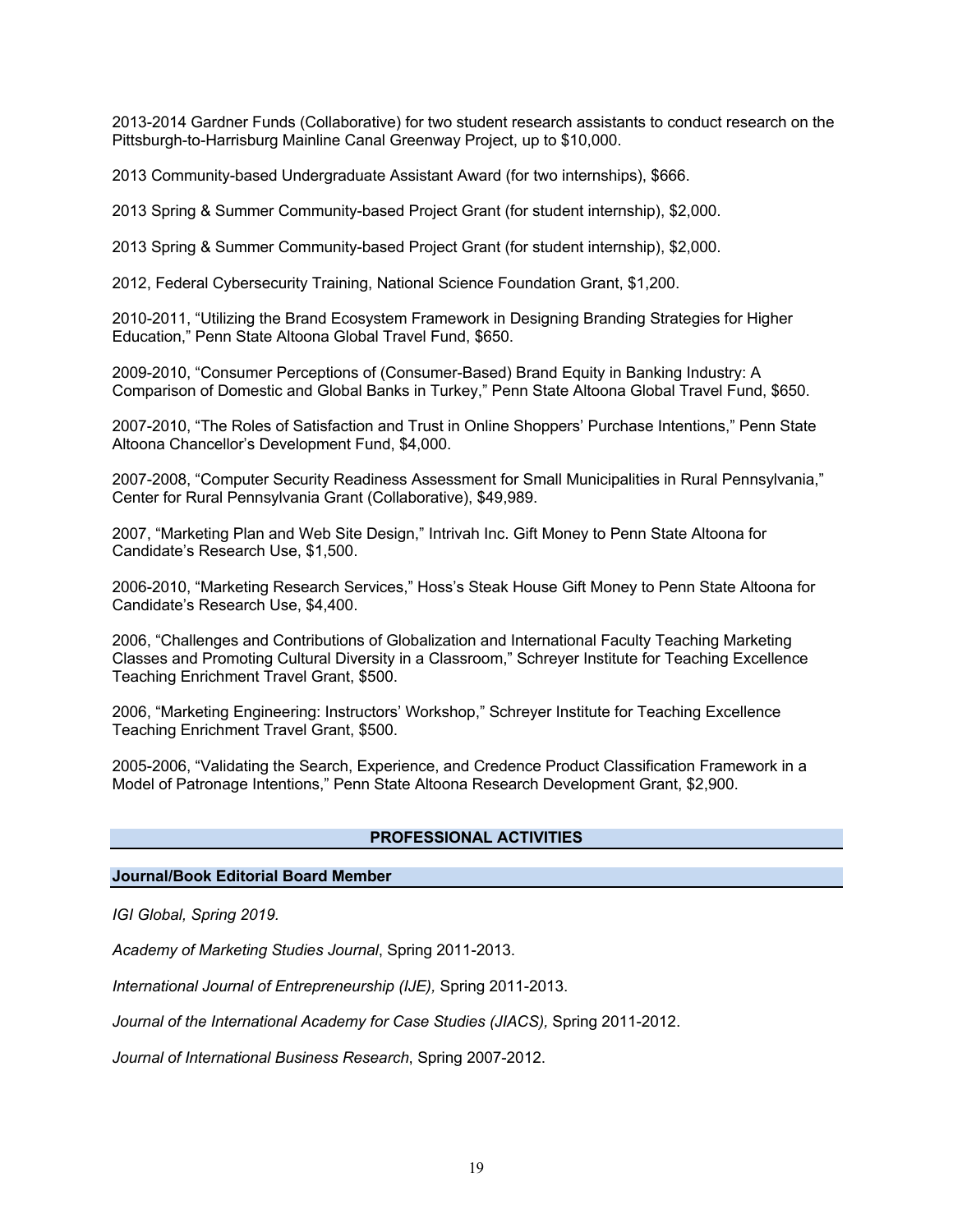2013-2014 Gardner Funds (Collaborative) for two student research assistants to conduct research on the Pittsburgh-to-Harrisburg Mainline Canal Greenway Project, up to $10,000.

2013 Community-based Undergraduate Assistant Award (for two internships), $666.

2013 Spring & Summer Community-based Project Grant (for student internship), $2,000.

2013 Spring & Summer Community-based Project Grant (for student internship), $2,000.

2012, Federal Cybersecurity Training, National Science Foundation Grant, $1,200.

2010-2011, "Utilizing the Brand Ecosystem Framework in Designing Branding Strategies for Higher Education," Penn State Altoona Global Travel Fund, $650.

2009-2010, "Consumer Perceptions of (Consumer-Based) Brand Equity in Banking Industry: A Comparison of Domestic and Global Banks in Turkey," Penn State Altoona Global Travel Fund, $650.

2007-2010, "The Roles of Satisfaction and Trust in Online Shoppers' Purchase Intentions," Penn State Altoona Chancellor's Development Fund, $4,000.

2007-2008, "Computer Security Readiness Assessment for Small Municipalities in Rural Pennsylvania," Center for Rural Pennsylvania Grant (Collaborative), $49,989.

2007, "Marketing Plan and Web Site Design," Intrivah Inc. Gift Money to Penn State Altoona for Candidate's Research Use, $1,500.

2006-2010, "Marketing Research Services," Hoss's Steak House Gift Money to Penn State Altoona for Candidate's Research Use, $4,400.

2006, "Challenges and Contributions of Globalization and International Faculty Teaching Marketing Classes and Promoting Cultural Diversity in a Classroom," Schreyer Institute for Teaching Excellence Teaching Enrichment Travel Grant, $500.

2006, "Marketing Engineering: Instructors' Workshop," Schreyer Institute for Teaching Excellence Teaching Enrichment Travel Grant, $500.

2005-2006, "Validating the Search, Experience, and Credence Product Classification Framework in a Model of Patronage Intentions," Penn State Altoona Research Development Grant, $2,900.

## PROFESSIONAL ACTIVITIES

### Journal/Book Editorial Board Member

*IGI Global, Spring 2019.*

*Academy of Marketing Studies Journal*, Spring 2011-2013.

*International Journal of Entrepreneurship (IJE),* Spring 2011-2013.

*Journal of the International Academy for Case Studies (JIACS),* Spring 2011-2012.

*Journal of International Business Research*, Spring 2007-2012.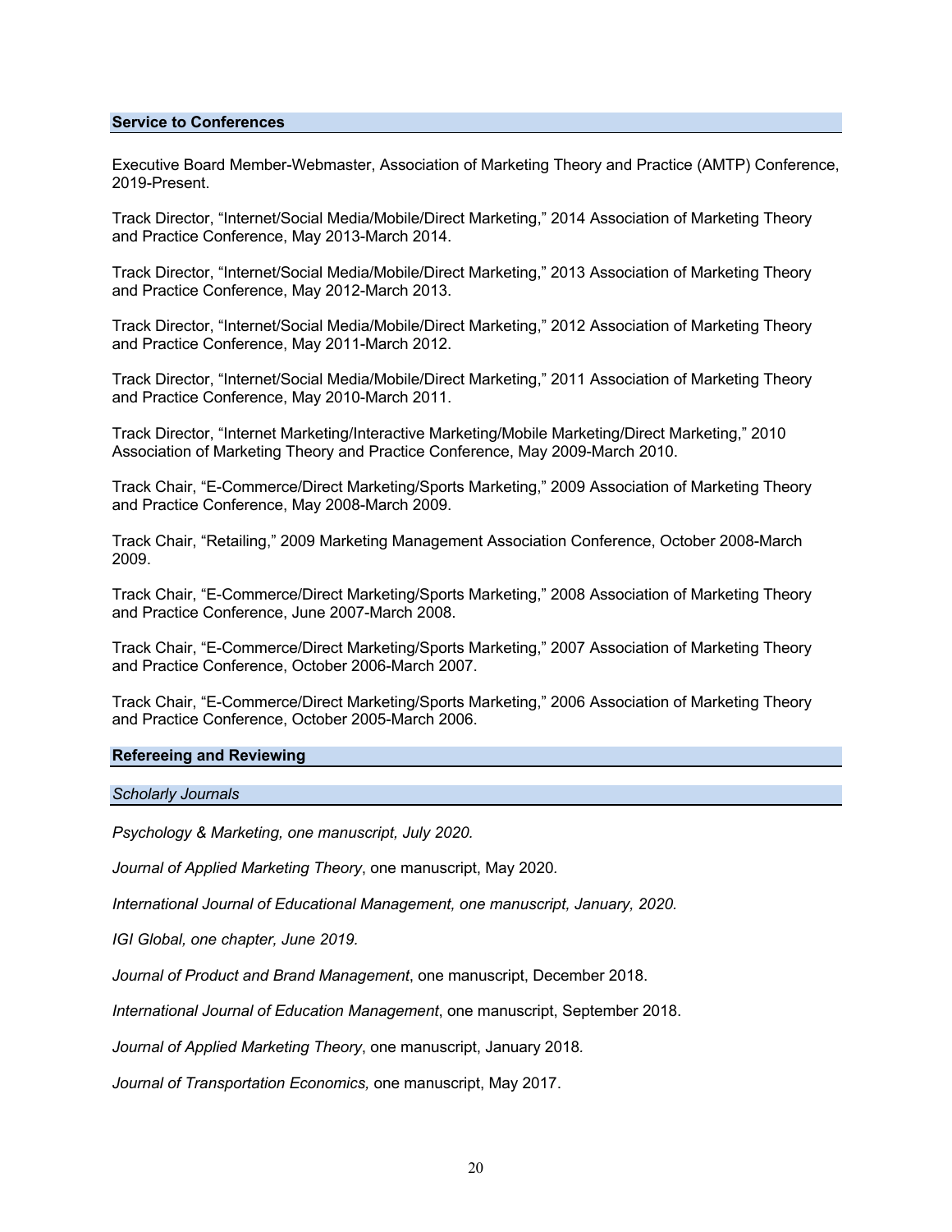## Service to Conferences

Executive Board Member-Webmaster, Association of Marketing Theory and Practice (AMTP) Conference, 2019-Present.

Track Director, "Internet/Social Media/Mobile/Direct Marketing," 2014 Association of Marketing Theory and Practice Conference, May 2013-March 2014.

Track Director, "Internet/Social Media/Mobile/Direct Marketing," 2013 Association of Marketing Theory and Practice Conference, May 2012-March 2013.

Track Director, "Internet/Social Media/Mobile/Direct Marketing," 2012 Association of Marketing Theory and Practice Conference, May 2011-March 2012.

Track Director, "Internet/Social Media/Mobile/Direct Marketing," 2011 Association of Marketing Theory and Practice Conference, May 2010-March 2011.

Track Director, "Internet Marketing/Interactive Marketing/Mobile Marketing/Direct Marketing," 2010 Association of Marketing Theory and Practice Conference, May 2009-March 2010.

Track Chair, "E-Commerce/Direct Marketing/Sports Marketing," 2009 Association of Marketing Theory and Practice Conference, May 2008-March 2009.

Track Chair, "Retailing," 2009 Marketing Management Association Conference, October 2008-March 2009.

Track Chair, "E-Commerce/Direct Marketing/Sports Marketing," 2008 Association of Marketing Theory and Practice Conference, June 2007-March 2008.

Track Chair, "E-Commerce/Direct Marketing/Sports Marketing," 2007 Association of Marketing Theory and Practice Conference, October 2006-March 2007.

Track Chair, "E-Commerce/Direct Marketing/Sports Marketing," 2006 Association of Marketing Theory and Practice Conference, October 2005-March 2006.

## Refereeing and Reviewing

### *Scholarly Journals*

*Psychology & Marketing, one manuscript, July 2020.*

*Journal of Applied Marketing Theory*, one manuscript, May 2020.

*International Journal of Educational Management, one manuscript, January, 2020.*

*IGI Global, one chapter, June 2019.*

*Journal of Product and Brand Management*, one manuscript, December 2018.

*International Journal of Education Management*, one manuscript, September 2018.

*Journal of Applied Marketing Theory*, one manuscript, January 2018.

*Journal of Transportation Economics,* one manuscript, May 2017.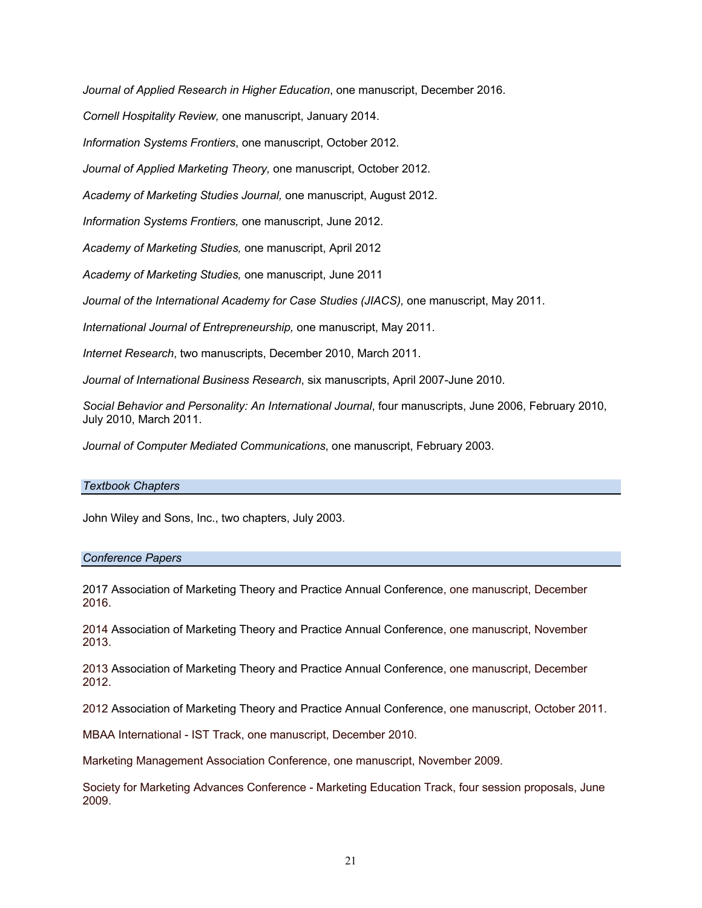*Journal of Applied Research in Higher Education*, one manuscript, December 2016.

*Cornell Hospitality Review,* one manuscript, January 2014.

*Information Systems Frontiers*, one manuscript, October 2012.

*Journal of Applied Marketing Theory,* one manuscript, October 2012.

*Academy of Marketing Studies Journal,* one manuscript, August 2012.

*Information Systems Frontiers,* one manuscript, June 2012.

*Academy of Marketing Studies,* one manuscript, April 2012

*Academy of Marketing Studies,* one manuscript, June 2011

*Journal of the International Academy for Case Studies (JIACS),* one manuscript, May 2011.

*International Journal of Entrepreneurship,* one manuscript, May 2011.

*Internet Research*, two manuscripts, December 2010, March 2011.

*Journal of International Business Research*, six manuscripts, April 2007-June 2010.

*Social Behavior and Personality: An International Journal*, four manuscripts, June 2006, February 2010, July 2010, March 2011.

*Journal of Computer Mediated Communications*, one manuscript, February 2003.

### *Textbook Chapters*

John Wiley and Sons, Inc., two chapters, July 2003.

### *Conference Papers*

2017 Association of Marketing Theory and Practice Annual Conference, one manuscript, December 2016.

2014 Association of Marketing Theory and Practice Annual Conference, one manuscript, November 2013.

2013 Association of Marketing Theory and Practice Annual Conference, one manuscript, December 2012.

2012 Association of Marketing Theory and Practice Annual Conference, one manuscript, October 2011.

MBAA International - IST Track, one manuscript, December 2010.

Marketing Management Association Conference, one manuscript, November 2009.

Society for Marketing Advances Conference - Marketing Education Track, four session proposals, June 2009.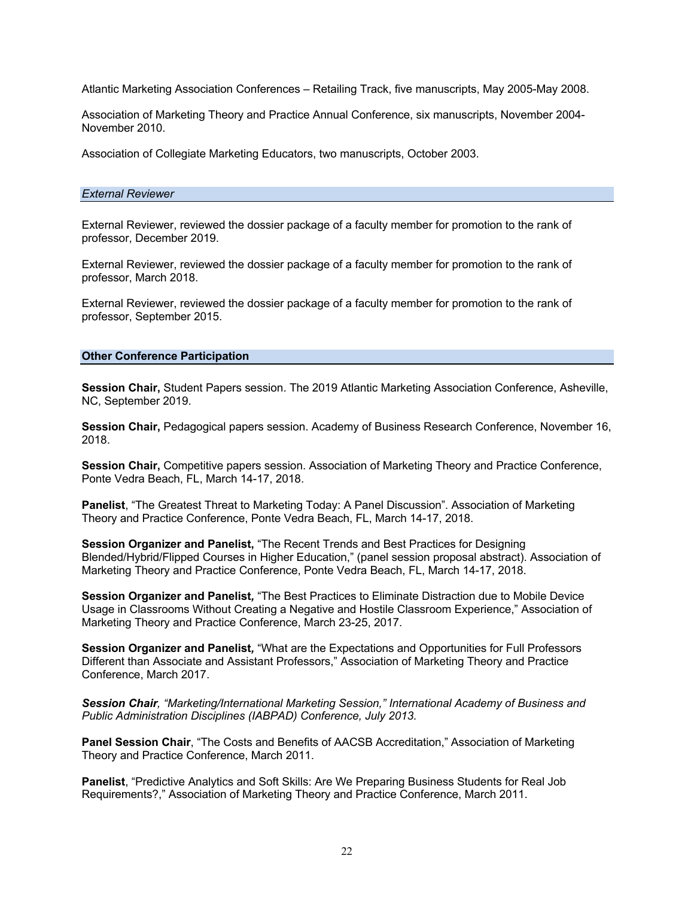Atlantic Marketing Association Conferences – Retailing Track, five manuscripts, May 2005-May 2008.

Association of Marketing Theory and Practice Annual Conference, six manuscripts, November 2004-November 2010.

Association of Collegiate Marketing Educators, two manuscripts, October 2003.

### *External Reviewer*

External Reviewer, reviewed the dossier package of a faculty member for promotion to the rank of professor, December 2019.

External Reviewer, reviewed the dossier package of a faculty member for promotion to the rank of professor, March 2018.

External Reviewer, reviewed the dossier package of a faculty member for promotion to the rank of professor, September 2015.

### **Other Conference Participation**

**Session Chair,** Student Papers session. The 2019 Atlantic Marketing Association Conference, Asheville, NC, September 2019.

**Session Chair,** Pedagogical papers session. Academy of Business Research Conference, November 16, 2018.

**Session Chair,** Competitive papers session. Association of Marketing Theory and Practice Conference, Ponte Vedra Beach, FL, March 14-17, 2018.

**Panelist**, "The Greatest Threat to Marketing Today: A Panel Discussion". Association of Marketing Theory and Practice Conference, Ponte Vedra Beach, FL, March 14-17, 2018.

**Session Organizer and Panelist,** "The Recent Trends and Best Practices for Designing Blended/Hybrid/Flipped Courses in Higher Education," (panel session proposal abstract). Association of Marketing Theory and Practice Conference, Ponte Vedra Beach, FL, March 14-17, 2018.

**Session Organizer and Panelist***,* "The Best Practices to Eliminate Distraction due to Mobile Device Usage in Classrooms Without Creating a Negative and Hostile Classroom Experience," Association of Marketing Theory and Practice Conference, March 23-25, 2017.

**Session Organizer and Panelist***,* "What are the Expectations and Opportunities for Full Professors Different than Associate and Assistant Professors," Association of Marketing Theory and Practice Conference, March 2017.

***Session Chair****, "Marketing/International Marketing Session," International Academy of Business and Public Administration Disciplines (IABPAD) Conference, July 2013.*

**Panel Session Chair**, "The Costs and Benefits of AACSB Accreditation," Association of Marketing Theory and Practice Conference, March 2011.

**Panelist**, "Predictive Analytics and Soft Skills: Are We Preparing Business Students for Real Job Requirements?," Association of Marketing Theory and Practice Conference, March 2011.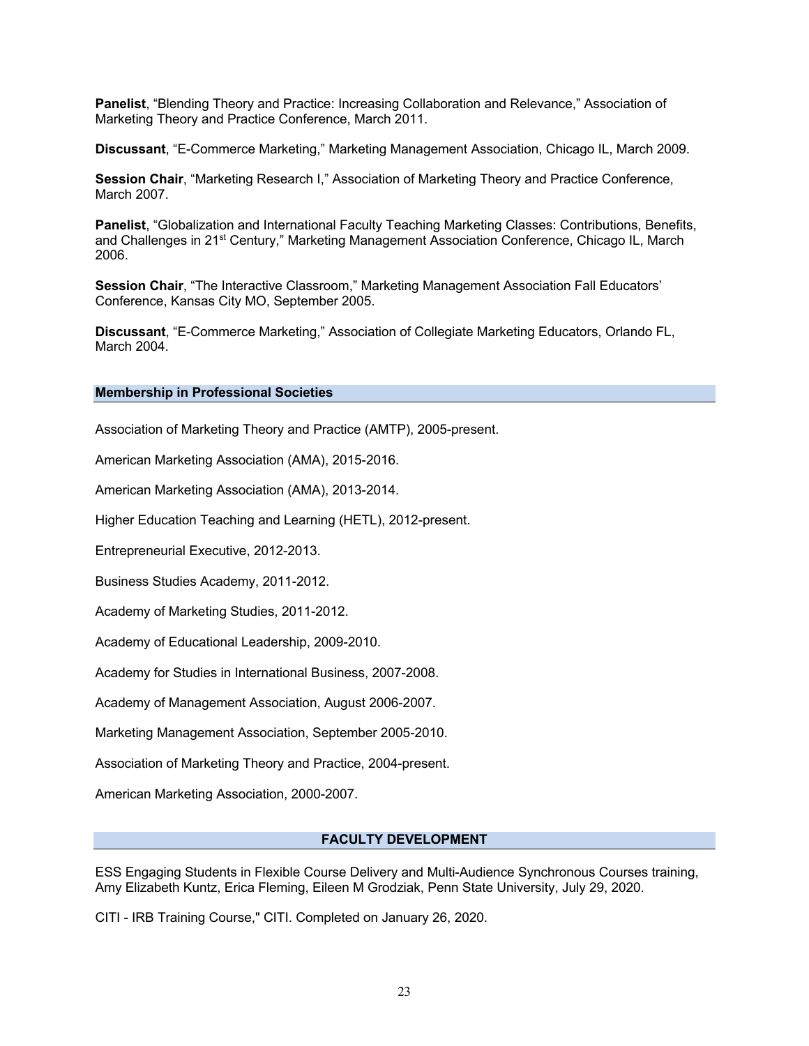**Panelist**, "Blending Theory and Practice: Increasing Collaboration and Relevance," Association of Marketing Theory and Practice Conference, March 2011.

**Discussant**, "E-Commerce Marketing," Marketing Management Association, Chicago IL, March 2009.

**Session Chair**, "Marketing Research I," Association of Marketing Theory and Practice Conference, March 2007.

**Panelist**, "Globalization and International Faculty Teaching Marketing Classes: Contributions, Benefits, and Challenges in 21st Century," Marketing Management Association Conference, Chicago IL, March 2006.

**Session Chair**, "The Interactive Classroom," Marketing Management Association Fall Educators' Conference, Kansas City MO, September 2005.

**Discussant**, "E-Commerce Marketing," Association of Collegiate Marketing Educators, Orlando FL, March 2004.

## Membership in Professional Societies

Association of Marketing Theory and Practice (AMTP), 2005-present.

American Marketing Association (AMA), 2015-2016.

American Marketing Association (AMA), 2013-2014.

Higher Education Teaching and Learning (HETL), 2012-present.

Entrepreneurial Executive, 2012-2013.

Business Studies Academy, 2011-2012.

Academy of Marketing Studies, 2011-2012.

Academy of Educational Leadership, 2009-2010.

Academy for Studies in International Business, 2007-2008.

Academy of Management Association, August 2006-2007.

Marketing Management Association, September 2005-2010.

Association of Marketing Theory and Practice, 2004-present.

American Marketing Association, 2000-2007.

## FACULTY DEVELOPMENT

ESS Engaging Students in Flexible Course Delivery and Multi-Audience Synchronous Courses training, Amy Elizabeth Kuntz, Erica Fleming, Eileen M Grodziak, Penn State University, July 29, 2020.

CITI - IRB Training Course," CITI. Completed on January 26, 2020.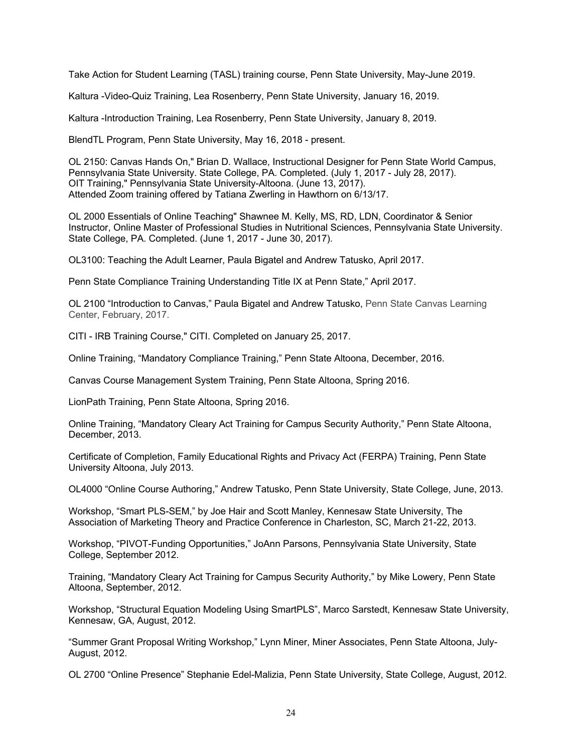Take Action for Student Learning (TASL) training course, Penn State University, May-June 2019.

Kaltura -Video-Quiz Training, Lea Rosenberry, Penn State University, January 16, 2019.

Kaltura -Introduction Training, Lea Rosenberry, Penn State University, January 8, 2019.

BlendTL Program, Penn State University, May 16, 2018 - present.

OL 2150: Canvas Hands On," Brian D. Wallace, Instructional Designer for Penn State World Campus, Pennsylvania State University. State College, PA. Completed. (July 1, 2017 - July 28, 2017).
OIT Training," Pennsylvania State University-Altoona. (June 13, 2017).
Attended Zoom training offered by Tatiana Zwerling in Hawthorn on 6/13/17.

OL 2000 Essentials of Online Teaching" Shawnee M. Kelly, MS, RD, LDN, Coordinator & Senior Instructor, Online Master of Professional Studies in Nutritional Sciences, Pennsylvania State University. State College, PA. Completed. (June 1, 2017 - June 30, 2017).

OL3100: Teaching the Adult Learner, Paula Bigatel and Andrew Tatusko, April 2017.

Penn State Compliance Training Understanding Title IX at Penn State," April 2017.

OL 2100 "Introduction to Canvas," Paula Bigatel and Andrew Tatusko, Penn State Canvas Learning Center, February, 2017.

CITI - IRB Training Course," CITI. Completed on January 25, 2017.

Online Training, "Mandatory Compliance Training," Penn State Altoona, December, 2016.

Canvas Course Management System Training, Penn State Altoona, Spring 2016.

LionPath Training, Penn State Altoona, Spring 2016.

Online Training, "Mandatory Cleary Act Training for Campus Security Authority," Penn State Altoona, December, 2013.

Certificate of Completion, Family Educational Rights and Privacy Act (FERPA) Training, Penn State University Altoona, July 2013.

OL4000 "Online Course Authoring," Andrew Tatusko, Penn State University, State College, June, 2013.

Workshop, "Smart PLS-SEM," by Joe Hair and Scott Manley, Kennesaw State University, The Association of Marketing Theory and Practice Conference in Charleston, SC, March 21-22, 2013.

Workshop, "PIVOT-Funding Opportunities," JoAnn Parsons, Pennsylvania State University, State College, September 2012.

Training, "Mandatory Cleary Act Training for Campus Security Authority," by Mike Lowery, Penn State Altoona, September, 2012.

Workshop, "Structural Equation Modeling Using SmartPLS", Marco Sarstedt, Kennesaw State University, Kennesaw, GA, August, 2012.

"Summer Grant Proposal Writing Workshop," Lynn Miner, Miner Associates, Penn State Altoona, July-August, 2012.

OL 2700 "Online Presence" Stephanie Edel-Malizia, Penn State University, State College, August, 2012.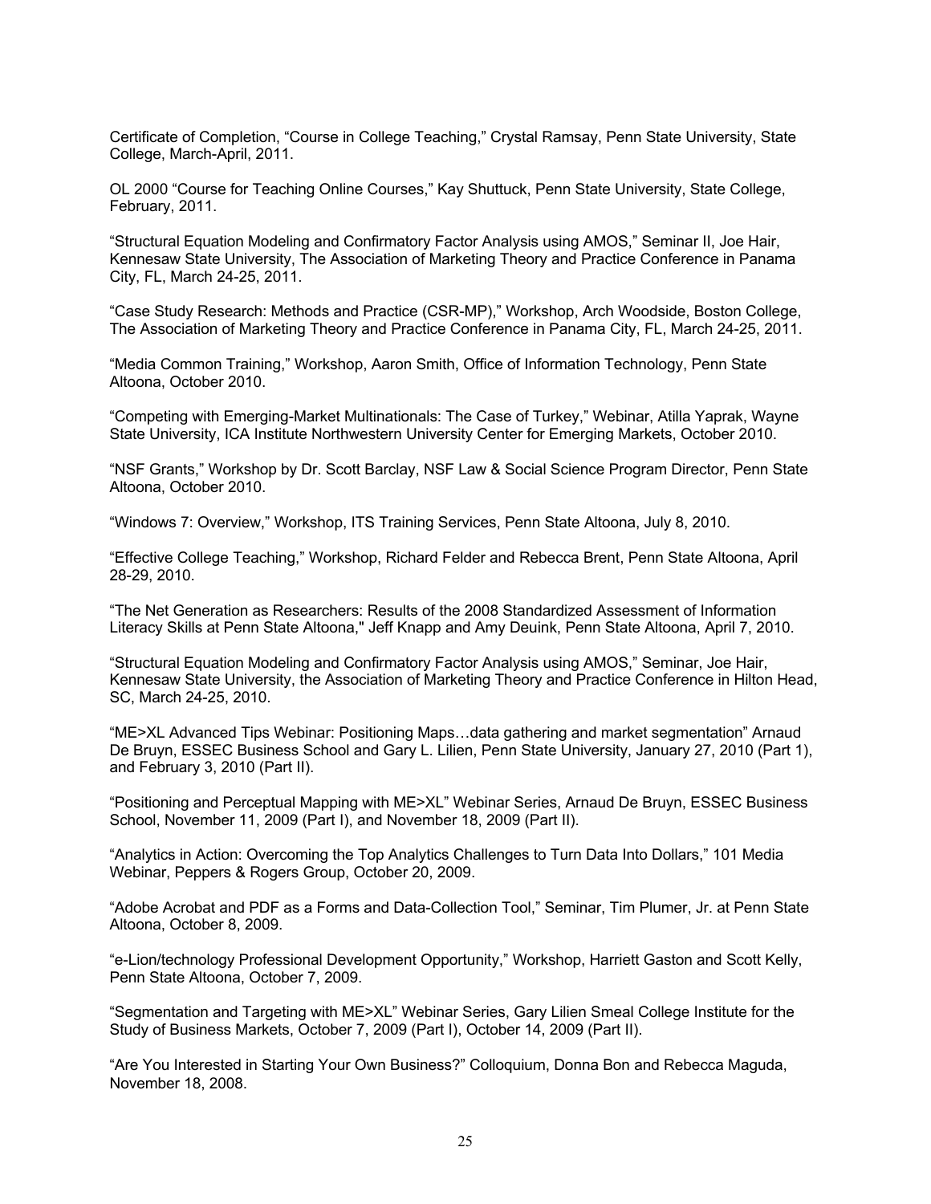Certificate of Completion, "Course in College Teaching," Crystal Ramsay, Penn State University, State College, March-April, 2011.

OL 2000 "Course for Teaching Online Courses," Kay Shuttuck, Penn State University, State College, February, 2011.

"Structural Equation Modeling and Confirmatory Factor Analysis using AMOS," Seminar II, Joe Hair, Kennesaw State University, The Association of Marketing Theory and Practice Conference in Panama City, FL, March 24-25, 2011.

"Case Study Research: Methods and Practice (CSR-MP)," Workshop, Arch Woodside, Boston College, The Association of Marketing Theory and Practice Conference in Panama City, FL, March 24-25, 2011.

"Media Common Training," Workshop, Aaron Smith, Office of Information Technology, Penn State Altoona, October 2010.

"Competing with Emerging-Market Multinationals: The Case of Turkey," Webinar, Atilla Yaprak, Wayne State University, ICA Institute Northwestern University Center for Emerging Markets, October 2010.

"NSF Grants," Workshop by Dr. Scott Barclay, NSF Law & Social Science Program Director, Penn State Altoona, October 2010.

"Windows 7: Overview," Workshop, ITS Training Services, Penn State Altoona, July 8, 2010.

"Effective College Teaching," Workshop, Richard Felder and Rebecca Brent, Penn State Altoona, April 28-29, 2010.

"The Net Generation as Researchers: Results of the 2008 Standardized Assessment of Information Literacy Skills at Penn State Altoona," Jeff Knapp and Amy Deuink, Penn State Altoona, April 7, 2010.

"Structural Equation Modeling and Confirmatory Factor Analysis using AMOS," Seminar, Joe Hair, Kennesaw State University, the Association of Marketing Theory and Practice Conference in Hilton Head, SC, March 24-25, 2010.

"ME>XL Advanced Tips Webinar: Positioning Maps…data gathering and market segmentation" Arnaud De Bruyn, ESSEC Business School and Gary L. Lilien, Penn State University, January 27, 2010 (Part 1), and February 3, 2010 (Part II).

"Positioning and Perceptual Mapping with ME>XL" Webinar Series, Arnaud De Bruyn, ESSEC Business School, November 11, 2009 (Part I), and November 18, 2009 (Part II).

"Analytics in Action: Overcoming the Top Analytics Challenges to Turn Data Into Dollars," 101 Media Webinar, Peppers & Rogers Group, October 20, 2009.

"Adobe Acrobat and PDF as a Forms and Data-Collection Tool," Seminar, Tim Plumer, Jr. at Penn State Altoona, October 8, 2009.

"e-Lion/technology Professional Development Opportunity," Workshop, Harriett Gaston and Scott Kelly, Penn State Altoona, October 7, 2009.

"Segmentation and Targeting with ME>XL" Webinar Series, Gary Lilien Smeal College Institute for the Study of Business Markets, October 7, 2009 (Part I), October 14, 2009 (Part II).

"Are You Interested in Starting Your Own Business?" Colloquium, Donna Bon and Rebecca Maguda, November 18, 2008.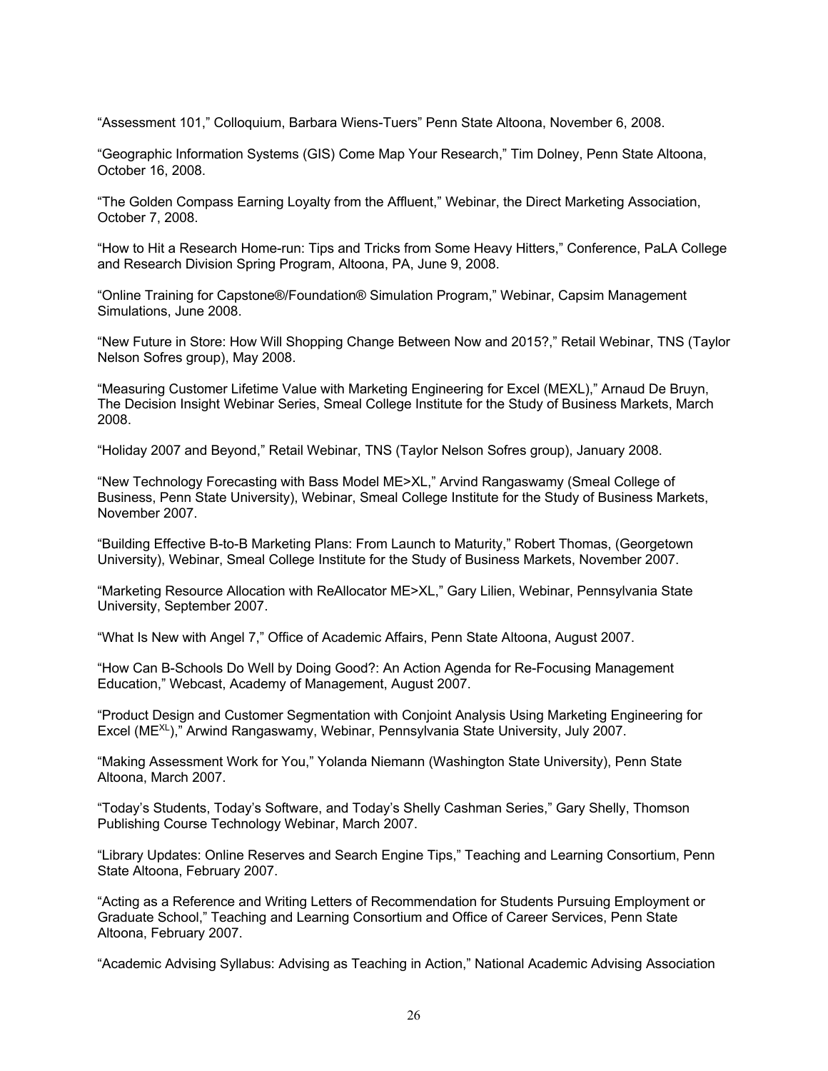“Assessment 101,” Colloquium, Barbara Wiens-Tuers” Penn State Altoona, November 6, 2008.

“Geographic Information Systems (GIS) Come Map Your Research,” Tim Dolney, Penn State Altoona, October 16, 2008.

“The Golden Compass Earning Loyalty from the Affluent,” Webinar, the Direct Marketing Association, October 7, 2008.

“How to Hit a Research Home-run: Tips and Tricks from Some Heavy Hitters,” Conference, PaLA College and Research Division Spring Program, Altoona, PA, June 9, 2008.

“Online Training for Capstone®/Foundation® Simulation Program,” Webinar, Capsim Management Simulations, June 2008.

“New Future in Store: How Will Shopping Change Between Now and 2015?,” Retail Webinar, TNS (Taylor Nelson Sofres group), May 2008.

“Measuring Customer Lifetime Value with Marketing Engineering for Excel (MEXL),” Arnaud De Bruyn, The Decision Insight Webinar Series, Smeal College Institute for the Study of Business Markets, March 2008.

“Holiday 2007 and Beyond,” Retail Webinar, TNS (Taylor Nelson Sofres group), January 2008.

“New Technology Forecasting with Bass Model ME>XL,” Arvind Rangaswamy (Smeal College of Business, Penn State University), Webinar, Smeal College Institute for the Study of Business Markets, November 2007.

“Building Effective B-to-B Marketing Plans: From Launch to Maturity,” Robert Thomas, (Georgetown University), Webinar, Smeal College Institute for the Study of Business Markets, November 2007.

“Marketing Resource Allocation with ReAllocator ME>XL,” Gary Lilien, Webinar, Pennsylvania State University, September 2007.

“What Is New with Angel 7,” Office of Academic Affairs, Penn State Altoona, August 2007.

“How Can B-Schools Do Well by Doing Good?: An Action Agenda for Re-Focusing Management Education,” Webcast, Academy of Management, August 2007.

“Product Design and Customer Segmentation with Conjoint Analysis Using Marketing Engineering for Excel ($ME^{XL}$),” Arwind Rangaswamy, Webinar, Pennsylvania State University, July 2007.

“Making Assessment Work for You,” Yolanda Niemann (Washington State University), Penn State Altoona, March 2007.

“Today’s Students, Today’s Software, and Today’s Shelly Cashman Series,” Gary Shelly, Thomson Publishing Course Technology Webinar, March 2007.

“Library Updates: Online Reserves and Search Engine Tips,” Teaching and Learning Consortium, Penn State Altoona, February 2007.

“Acting as a Reference and Writing Letters of Recommendation for Students Pursuing Employment or Graduate School,” Teaching and Learning Consortium and Office of Career Services, Penn State Altoona, February 2007.

“Academic Advising Syllabus: Advising as Teaching in Action,” National Academic Advising Association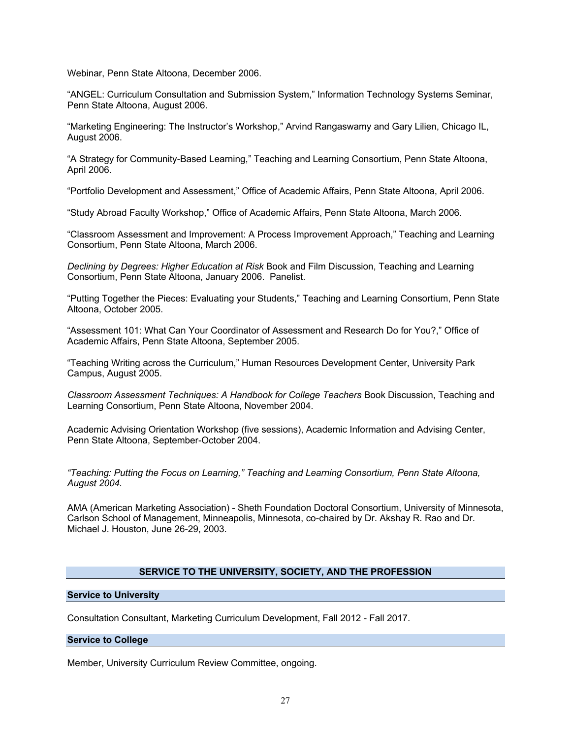Webinar, Penn State Altoona, December 2006.

“ANGEL: Curriculum Consultation and Submission System,” Information Technology Systems Seminar, Penn State Altoona, August 2006.

“Marketing Engineering: The Instructor’s Workshop,” Arvind Rangaswamy and Gary Lilien, Chicago IL, August 2006.

“A Strategy for Community-Based Learning,” Teaching and Learning Consortium, Penn State Altoona, April 2006.

“Portfolio Development and Assessment,” Office of Academic Affairs, Penn State Altoona, April 2006.

“Study Abroad Faculty Workshop,” Office of Academic Affairs, Penn State Altoona, March 2006.

“Classroom Assessment and Improvement: A Process Improvement Approach,” Teaching and Learning Consortium, Penn State Altoona, March 2006.

*Declining by Degrees: Higher Education at Risk* Book and Film Discussion, Teaching and Learning Consortium, Penn State Altoona, January 2006. Panelist.

“Putting Together the Pieces: Evaluating your Students,” Teaching and Learning Consortium, Penn State Altoona, October 2005.

“Assessment 101: What Can Your Coordinator of Assessment and Research Do for You?,” Office of Academic Affairs, Penn State Altoona, September 2005.

“Teaching Writing across the Curriculum,” Human Resources Development Center, University Park Campus, August 2005.

*Classroom Assessment Techniques: A Handbook for College Teachers* Book Discussion, Teaching and Learning Consortium, Penn State Altoona, November 2004.

Academic Advising Orientation Workshop (five sessions), Academic Information and Advising Center, Penn State Altoona, September-October 2004.

*“Teaching: Putting the Focus on Learning,” Teaching and Learning Consortium, Penn State Altoona, August 2004.*

AMA (American Marketing Association) - Sheth Foundation Doctoral Consortium, University of Minnesota, Carlson School of Management, Minneapolis, Minnesota, co-chaired by Dr. Akshay R. Rao and Dr. Michael J. Houston, June 26-29, 2003.

## SERVICE TO THE UNIVERSITY, SOCIETY, AND THE PROFESSION

### Service to University

Consultation Consultant, Marketing Curriculum Development, Fall 2012 - Fall 2017.

### Service to College

Member, University Curriculum Review Committee, ongoing.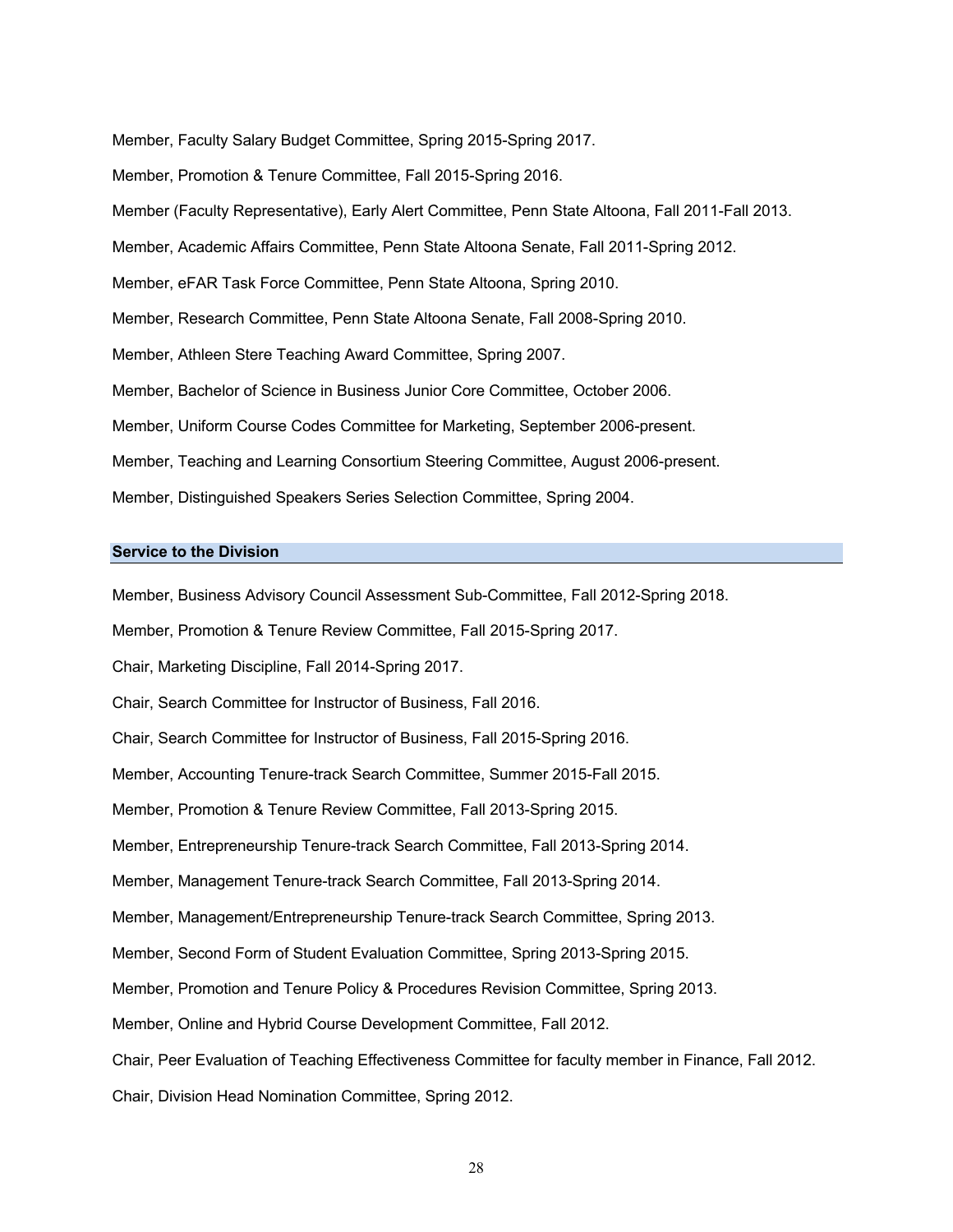Member, Faculty Salary Budget Committee, Spring 2015-Spring 2017.

Member, Promotion & Tenure Committee, Fall 2015-Spring 2016.

Member (Faculty Representative), Early Alert Committee, Penn State Altoona, Fall 2011-Fall 2013.

Member, Academic Affairs Committee, Penn State Altoona Senate, Fall 2011-Spring 2012.

Member, eFAR Task Force Committee, Penn State Altoona, Spring 2010.

Member, Research Committee, Penn State Altoona Senate, Fall 2008-Spring 2010.

Member, Athleen Stere Teaching Award Committee, Spring 2007.

Member, Bachelor of Science in Business Junior Core Committee, October 2006.

Member, Uniform Course Codes Committee for Marketing, September 2006-present.

Member, Teaching and Learning Consortium Steering Committee, August 2006-present.

Member, Distinguished Speakers Series Selection Committee, Spring 2004.

## Service to the Division

Member, Business Advisory Council Assessment Sub-Committee, Fall 2012-Spring 2018.

Member, Promotion & Tenure Review Committee, Fall 2015-Spring 2017.

Chair, Marketing Discipline, Fall 2014-Spring 2017.

Chair, Search Committee for Instructor of Business, Fall 2016.

Chair, Search Committee for Instructor of Business, Fall 2015-Spring 2016.

Member, Accounting Tenure-track Search Committee, Summer 2015-Fall 2015.

Member, Promotion & Tenure Review Committee, Fall 2013-Spring 2015.

Member, Entrepreneurship Tenure-track Search Committee, Fall 2013-Spring 2014.

Member, Management Tenure-track Search Committee, Fall 2013-Spring 2014.

Member, Management/Entrepreneurship Tenure-track Search Committee, Spring 2013.

Member, Second Form of Student Evaluation Committee, Spring 2013-Spring 2015.

Member, Promotion and Tenure Policy & Procedures Revision Committee, Spring 2013.

Member, Online and Hybrid Course Development Committee, Fall 2012.

Chair, Peer Evaluation of Teaching Effectiveness Committee for faculty member in Finance, Fall 2012.

Chair, Division Head Nomination Committee, Spring 2012.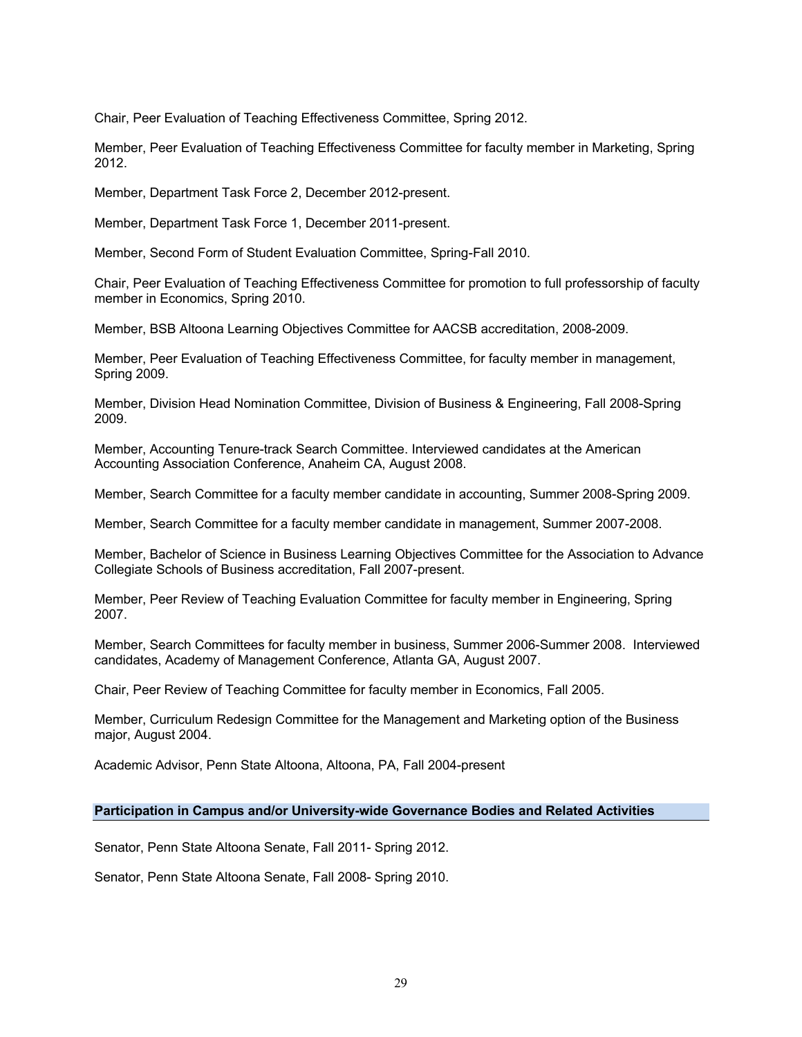Chair, Peer Evaluation of Teaching Effectiveness Committee, Spring 2012.

Member, Peer Evaluation of Teaching Effectiveness Committee for faculty member in Marketing, Spring 2012.

Member, Department Task Force 2, December 2012-present.

Member, Department Task Force 1, December 2011-present.

Member, Second Form of Student Evaluation Committee, Spring-Fall 2010.

Chair, Peer Evaluation of Teaching Effectiveness Committee for promotion to full professorship of faculty member in Economics, Spring 2010.

Member, BSB Altoona Learning Objectives Committee for AACSB accreditation, 2008-2009.

Member, Peer Evaluation of Teaching Effectiveness Committee, for faculty member in management, Spring 2009.

Member, Division Head Nomination Committee, Division of Business & Engineering, Fall 2008-Spring 2009.

Member, Accounting Tenure-track Search Committee. Interviewed candidates at the American Accounting Association Conference, Anaheim CA, August 2008.

Member, Search Committee for a faculty member candidate in accounting, Summer 2008-Spring 2009.

Member, Search Committee for a faculty member candidate in management, Summer 2007-2008.

Member, Bachelor of Science in Business Learning Objectives Committee for the Association to Advance Collegiate Schools of Business accreditation, Fall 2007-present.

Member, Peer Review of Teaching Evaluation Committee for faculty member in Engineering, Spring 2007.

Member, Search Committees for faculty member in business, Summer 2006-Summer 2008. Interviewed candidates, Academy of Management Conference, Atlanta GA, August 2007.

Chair, Peer Review of Teaching Committee for faculty member in Economics, Fall 2005.

Member, Curriculum Redesign Committee for the Management and Marketing option of the Business major, August 2004.

Academic Advisor, Penn State Altoona, Altoona, PA, Fall 2004-present

## Participation in Campus and/or University-wide Governance Bodies and Related Activities

Senator, Penn State Altoona Senate, Fall 2011- Spring 2012.

Senator, Penn State Altoona Senate, Fall 2008- Spring 2010.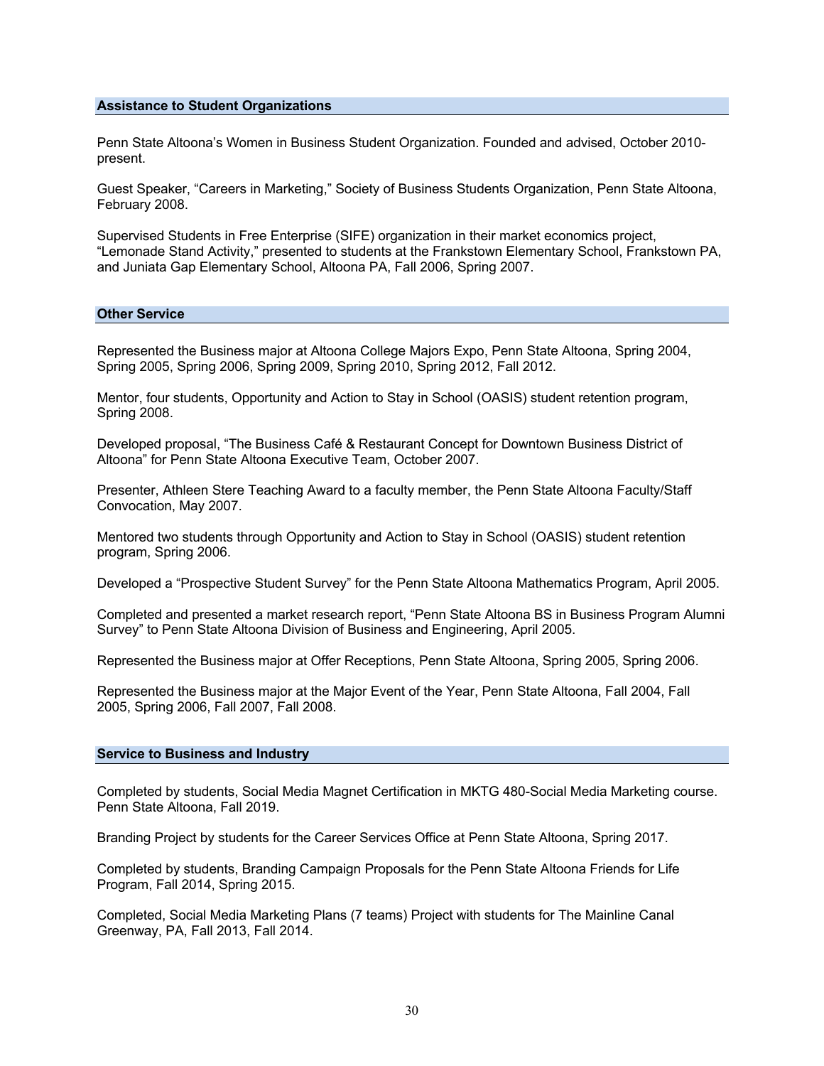## Assistance to Student Organizations

Penn State Altoona's Women in Business Student Organization. Founded and advised, October 2010-present.

Guest Speaker, "Careers in Marketing," Society of Business Students Organization, Penn State Altoona, February 2008.

Supervised Students in Free Enterprise (SIFE) organization in their market economics project, "Lemonade Stand Activity," presented to students at the Frankstown Elementary School, Frankstown PA, and Juniata Gap Elementary School, Altoona PA, Fall 2006, Spring 2007.

## Other Service

Represented the Business major at Altoona College Majors Expo, Penn State Altoona, Spring 2004, Spring 2005, Spring 2006, Spring 2009, Spring 2010, Spring 2012, Fall 2012.

Mentor, four students, Opportunity and Action to Stay in School (OASIS) student retention program, Spring 2008.

Developed proposal, "The Business Café & Restaurant Concept for Downtown Business District of Altoona" for Penn State Altoona Executive Team, October 2007.

Presenter, Athleen Stere Teaching Award to a faculty member, the Penn State Altoona Faculty/Staff Convocation, May 2007.

Mentored two students through Opportunity and Action to Stay in School (OASIS) student retention program, Spring 2006.

Developed a "Prospective Student Survey" for the Penn State Altoona Mathematics Program, April 2005.

Completed and presented a market research report, "Penn State Altoona BS in Business Program Alumni Survey" to Penn State Altoona Division of Business and Engineering, April 2005.

Represented the Business major at Offer Receptions, Penn State Altoona, Spring 2005, Spring 2006.

Represented the Business major at the Major Event of the Year, Penn State Altoona, Fall 2004, Fall 2005, Spring 2006, Fall 2007, Fall 2008.

## Service to Business and Industry

Completed by students, Social Media Magnet Certification in MKTG 480-Social Media Marketing course. Penn State Altoona, Fall 2019.

Branding Project by students for the Career Services Office at Penn State Altoona, Spring 2017.

Completed by students, Branding Campaign Proposals for the Penn State Altoona Friends for Life Program, Fall 2014, Spring 2015.

Completed, Social Media Marketing Plans (7 teams) Project with students for The Mainline Canal Greenway, PA, Fall 2013, Fall 2014.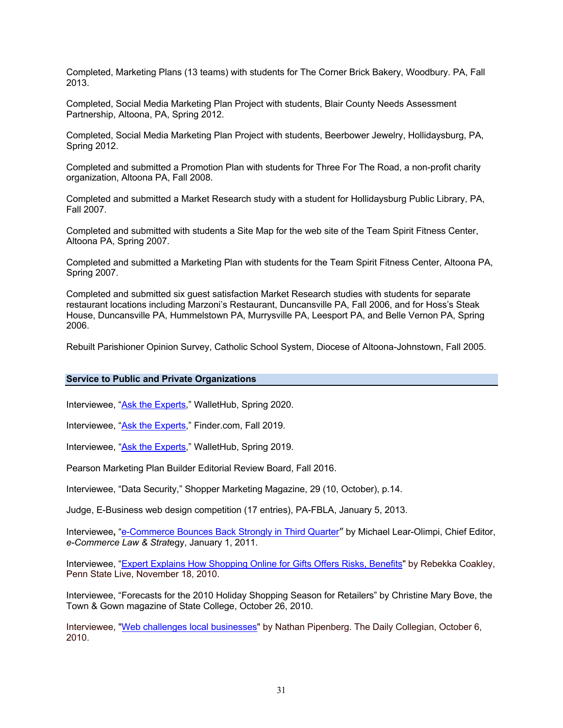Completed, Marketing Plans (13 teams) with students for The Corner Brick Bakery, Woodbury. PA, Fall 2013.

Completed, Social Media Marketing Plan Project with students, Blair County Needs Assessment Partnership, Altoona, PA, Spring 2012.

Completed, Social Media Marketing Plan Project with students, Beerbower Jewelry, Hollidaysburg, PA, Spring 2012.

Completed and submitted a Promotion Plan with students for Three For The Road, a non-profit charity organization, Altoona PA, Fall 2008.

Completed and submitted a Market Research study with a student for Hollidaysburg Public Library, PA, Fall 2007.

Completed and submitted with students a Site Map for the web site of the Team Spirit Fitness Center, Altoona PA, Spring 2007.

Completed and submitted a Marketing Plan with students for the Team Spirit Fitness Center, Altoona PA, Spring 2007.

Completed and submitted six guest satisfaction Market Research studies with students for separate restaurant locations including Marzoni's Restaurant, Duncansville PA, Fall 2006, and for Hoss's Steak House, Duncansville PA, Hummelstown PA, Murrysville PA, Leesport PA, and Belle Vernon PA, Spring 2006.

Rebuilt Parishioner Opinion Survey, Catholic School System, Diocese of Altoona-Johnstown, Fall 2005.

## Service to Public and Private Organizations

Interviewee, "Ask the Experts," WalletHub, Spring 2020.

Interviewee, "Ask the Experts," Finder.com, Fall 2019.

Interviewee, "Ask the Experts," WalletHub, Spring 2019.

Pearson Marketing Plan Builder Editorial Review Board, Fall 2016.

Interviewee, "Data Security," Shopper Marketing Magazine, 29 (10, October), p.14.

Judge, E-Business web design competition (17 entries), PA-FBLA, January 5, 2013.

Interviewee, "e-Commerce Bounces Back Strongly in Third Quarter" by Michael Lear-Olimpi, Chief Editor, *e-Commerce Law & Strategy*, January 1, 2011.

Interviewee, "Expert Explains How Shopping Online for Gifts Offers Risks, Benefits" by Rebekka Coakley, Penn State Live, November 18, 2010.

Interviewee, "Forecasts for the 2010 Holiday Shopping Season for Retailers" by Christine Mary Bove, the Town & Gown magazine of State College, October 26, 2010.

Interviewee, "Web challenges local businesses" by Nathan Pipenberg. The Daily Collegian, October 6, 2010.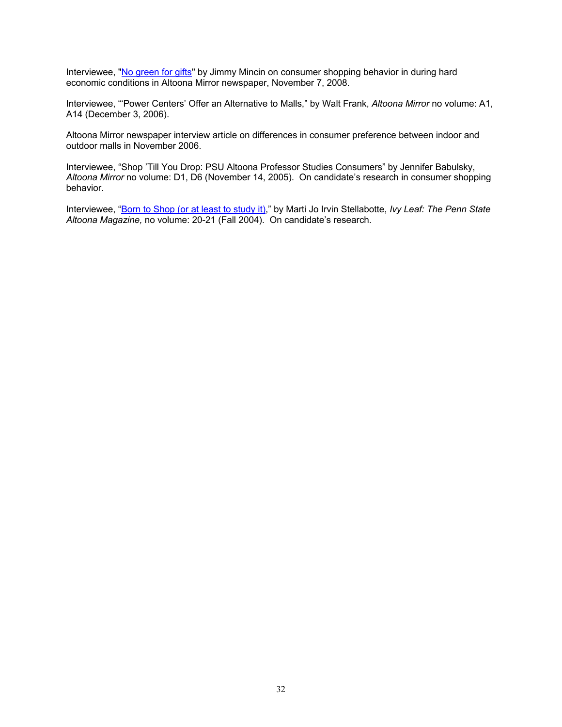Interviewee, "No green for gifts" by Jimmy Mincin on consumer shopping behavior in during hard economic conditions in Altoona Mirror newspaper, November 7, 2008.

Interviewee, "'Power Centers' Offer an Alternative to Malls," by Walt Frank, *Altoona Mirror* no volume: A1, A14 (December 3, 2006).

Altoona Mirror newspaper interview article on differences in consumer preference between indoor and outdoor malls in November 2006.

Interviewee, "Shop 'Till You Drop: PSU Altoona Professor Studies Consumers" by Jennifer Babulsky, *Altoona Mirror* no volume: D1, D6 (November 14, 2005). On candidate's research in consumer shopping behavior.

Interviewee, "Born to Shop (or at least to study it)," by Marti Jo Irvin Stellabotte, *Ivy Leaf: The Penn State Altoona Magazine,* no volume: 20-21 (Fall 2004). On candidate's research.